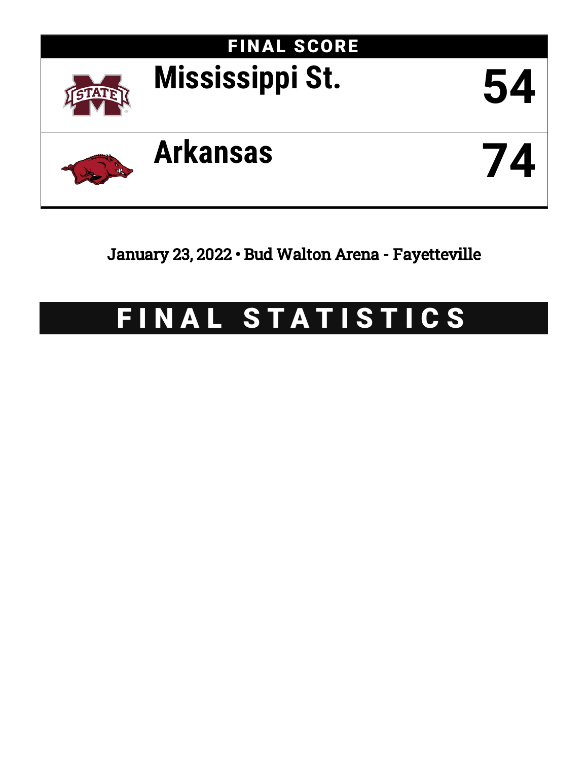# FINAL SCORE

| Team | Score |
| --- | --- |
| Mississippi St. | 54 |
| Arkansas | 74 |

January 23, 2022 • Bud Walton Arena - Fayetteville

# FINAL STATISTICS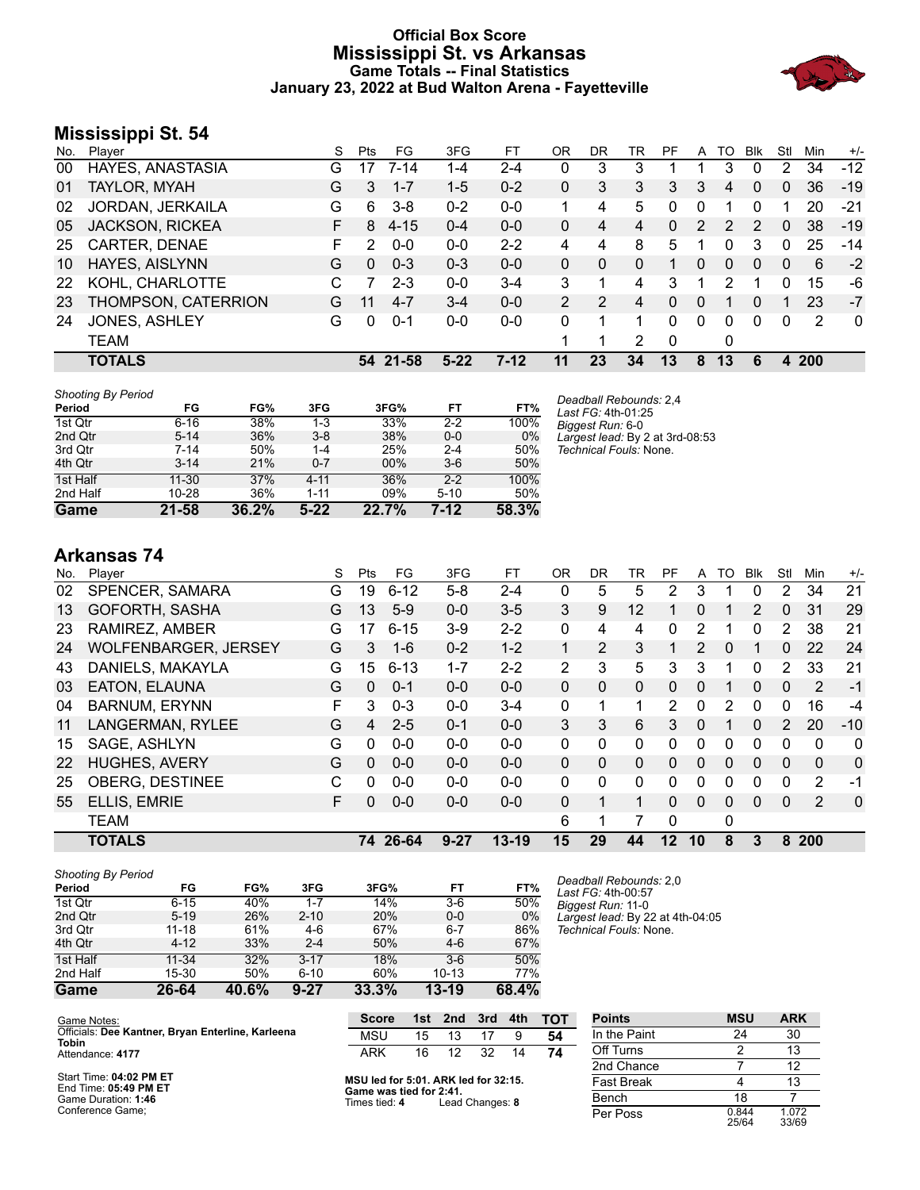# Official Box Score
## Mississippi St. vs Arkansas
### Game Totals -- Final Statistics
### January 23, 2022 at Bud Walton Arena - Fayetteville

## Mississippi St. 54

| No. | Player | S | Pts | FG | 3FG | FT | OR | DR | TR | PF | A | TO | Blk | Stl | Min | +/- |
|---|---|---|---|---|---|---|---|---|---|---|---|---|---|---|---|---|
| 00 | HAYES, ANASTASIA | G | 17 | 7-14 | 1-4 | 2-4 | 0 | 3 | 3 | 1 | 1 | 3 | 0 | 2 | 34 | -12 |
| 01 | TAYLOR, MYAH | G | 3 | 1-7 | 1-5 | 0-2 | 0 | 3 | 3 | 3 | 3 | 4 | 0 | 0 | 36 | -19 |
| 02 | JORDAN, JERKAILA | G | 6 | 3-8 | 0-2 | 0-0 | 1 | 4 | 5 | 0 | 0 | 1 | 0 | 1 | 20 | -21 |
| 05 | JACKSON, RICKEA | F | 8 | 4-15 | 0-4 | 0-0 | 0 | 4 | 4 | 0 | 2 | 2 | 2 | 0 | 38 | -19 |
| 25 | CARTER, DENAE | F | 2 | 0-0 | 0-0 | 2-2 | 4 | 4 | 8 | 5 | 1 | 0 | 3 | 0 | 25 | -14 |
| 10 | HAYES, AISLYNN | G | 0 | 0-3 | 0-3 | 0-0 | 0 | 0 | 0 | 1 | 0 | 0 | 0 | 0 | 6 | -2 |
| 22 | KOHL, CHARLOTTE | C | 7 | 2-3 | 0-0 | 3-4 | 3 | 1 | 4 | 3 | 1 | 2 | 1 | 0 | 15 | -6 |
| 23 | THOMPSON, CATERRION | G | 11 | 4-7 | 3-4 | 0-0 | 2 | 2 | 4 | 0 | 0 | 1 | 0 | 1 | 23 | -7 |
| 24 | JONES, ASHLEY | G | 0 | 0-1 | 0-0 | 0-0 | 0 | 1 | 1 | 0 | 0 | 0 | 0 | 0 | 2 | 0 |
| | TEAM | | | | | | 1 | 1 | 2 | 0 | | 0 | | | | |
| | **TOTALS** | | **54** | **21-58** | **5-22** | **7-12** | **11** | **23** | **34** | **13** | **8** | **13** | **6** | **4** | **200** | |

*Shooting By Period*

| Period | FG | FG% | 3FG | 3FG% | FT | FT% |
|---|---|---|---|---|---|---|
| 1st Qtr | 6-16 | 38% | 1-3 | 33% | 2-2 | 100% |
| 2nd Qtr | 5-14 | 36% | 3-8 | 38% | 0-0 | 0% |
| 3rd Qtr | 7-14 | 50% | 1-4 | 25% | 2-4 | 50% |
| 4th Qtr | 3-14 | 21% | 0-7 | 00% | 3-6 | 50% |
| 1st Half | 11-30 | 37% | 4-11 | 36% | 2-2 | 100% |
| 2nd Half | 10-28 | 36% | 1-11 | 09% | 5-10 | 50% |
| **Game** | **21-58** | **36.2%** | **5-22** | **22.7%** | **7-12** | **58.3%** |

*Deadball Rebounds:* 2,4
*Last FG:* 4th-01:25
*Biggest Run:* 6-0
*Largest lead:* By 2 at 3rd-08:53
*Technical Fouls:* None.

## Arkansas 74

| No. | Player | S | Pts | FG | 3FG | FT | OR | DR | TR | PF | A | TO | Blk | Stl | Min | +/- |
|---|---|---|---|---|---|---|---|---|---|---|---|---|---|---|---|---|
| 02 | SPENCER, SAMARA | G | 19 | 6-12 | 5-8 | 2-4 | 0 | 5 | 5 | 2 | 3 | 1 | 0 | 2 | 34 | 21 |
| 13 | GOFORTH, SASHA | G | 13 | 5-9 | 0-0 | 3-5 | 3 | 9 | 12 | 1 | 0 | 1 | 2 | 0 | 31 | 29 |
| 23 | RAMIREZ, AMBER | G | 17 | 6-15 | 3-9 | 2-2 | 0 | 4 | 4 | 0 | 2 | 1 | 0 | 2 | 38 | 21 |
| 24 | WOLFENBARGER, JERSEY | G | 3 | 1-6 | 0-2 | 1-2 | 1 | 2 | 3 | 1 | 2 | 0 | 1 | 0 | 22 | 24 |
| 43 | DANIELS, MAKAYLA | G | 15 | 6-13 | 1-7 | 2-2 | 2 | 3 | 5 | 3 | 3 | 1 | 0 | 2 | 33 | 21 |
| 03 | EATON, ELAUNA | G | 0 | 0-1 | 0-0 | 0-0 | 0 | 0 | 0 | 0 | 0 | 1 | 0 | 0 | 2 | -1 |
| 04 | BARNUM, ERYNN | F | 3 | 0-3 | 0-0 | 3-4 | 0 | 1 | 1 | 2 | 0 | 2 | 0 | 0 | 16 | -4 |
| 11 | LANGERMAN, RYLEE | G | 4 | 2-5 | 0-1 | 0-0 | 3 | 3 | 6 | 3 | 0 | 1 | 0 | 2 | 20 | -10 |
| 15 | SAGE, ASHLYN | G | 0 | 0-0 | 0-0 | 0-0 | 0 | 0 | 0 | 0 | 0 | 0 | 0 | 0 | 0 | 0 |
| 22 | HUGHES, AVERY | G | 0 | 0-0 | 0-0 | 0-0 | 0 | 0 | 0 | 0 | 0 | 0 | 0 | 0 | 0 | 0 |
| 25 | OBERG, DESTINEE | C | 0 | 0-0 | 0-0 | 0-0 | 0 | 0 | 0 | 0 | 0 | 0 | 0 | 0 | 2 | -1 |
| 55 | ELLIS, EMRIE | F | 0 | 0-0 | 0-0 | 0-0 | 0 | 1 | 1 | 0 | 0 | 0 | 0 | 0 | 2 | 0 |
| | TEAM | | | | | | 6 | 1 | 7 | 0 | | 0 | | | | |
| | **TOTALS** | | **74** | **26-64** | **9-27** | **13-19** | **15** | **29** | **44** | **12** | **10** | **8** | **3** | **8** | **200** | |

*Shooting By Period*

| Period | FG | FG% | 3FG | 3FG% | FT | FT% |
|---|---|---|---|---|---|---|
| 1st Qtr | 6-15 | 40% | 1-7 | 14% | 3-6 | 50% |
| 2nd Qtr | 5-19 | 26% | 2-10 | 20% | 0-0 | 0% |
| 3rd Qtr | 11-18 | 61% | 4-6 | 67% | 6-7 | 86% |
| 4th Qtr | 4-12 | 33% | 2-4 | 50% | 4-6 | 67% |
| 1st Half | 11-34 | 32% | 3-17 | 18% | 3-6 | 50% |
| 2nd Half | 15-30 | 50% | 6-10 | 60% | 10-13 | 77% |
| **Game** | **26-64** | **40.6%** | **9-27** | **33.3%** | **13-19** | **68.4%** |

*Deadball Rebounds:* 2,0
*Last FG:* 4th-00:57
*Biggest Run:* 11-0
*Largest lead:* By 22 at 4th-04:05
*Technical Fouls:* None.

Game Notes:
Officials: **Dee Kantner, Bryan Enterline, Karleena Tobin**
Attendance: **4177**

Start Time: **04:02 PM ET**
End Time: **05:49 PM ET**
Game Duration: **1:46**
Conference Game;

| Score | 1st | 2nd | 3rd | 4th | TOT |
|---|---|---|---|---|---|
| MSU | 15 | 13 | 17 | 9 | **54** |
| ARK | 16 | 12 | 32 | 14 | **74** |

**MSU led for 5:01. ARK led for 32:15.**
**Game was tied for 2:41.**
Times tied: **4** Lead Changes: **8**

| Points | MSU | ARK |
|---|---|---|
| In the Paint | 24 | 30 |
| Off Turns | 2 | 13 |
| 2nd Chance | 7 | 12 |
| Fast Break | 4 | 13 |
| Bench | 18 | 7 |
| Per Poss | 0.844 25/64 | 1.072 33/69 |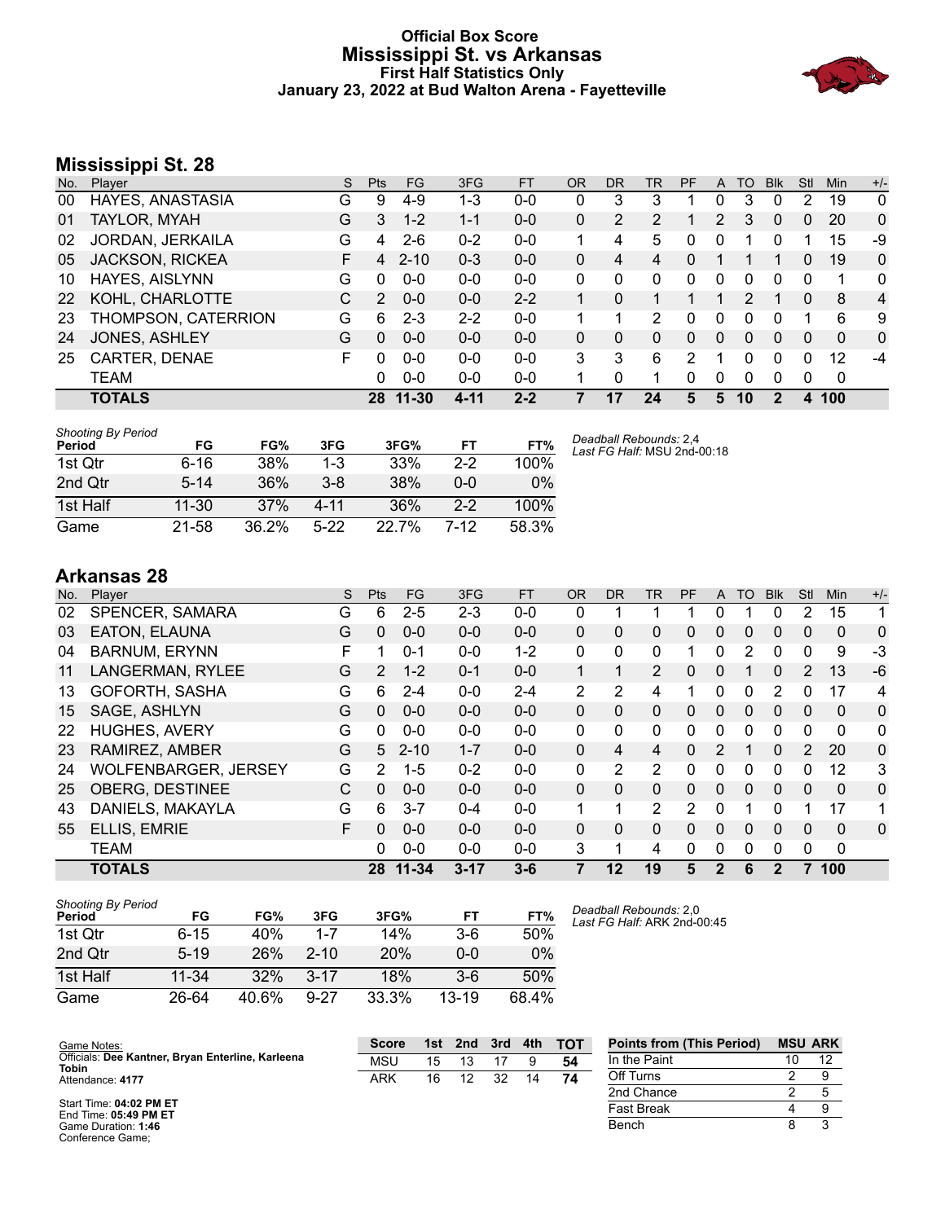# Official Box Score
# Mississippi St. vs Arkansas
## First Half Statistics Only
### January 23, 2022 at Bud Walton Arena - Fayetteville

## Mississippi St. 28

| No. | Player | S | Pts | FG | 3FG | FT | OR | DR | TR | PF | A | TO | Blk | Stl | Min | +/- |
|---|---|---|---|---|---|---|---|---|---|---|---|---|---|---|---|---|
| 00 | HAYES, ANASTASIA | G | 9 | 4-9 | 1-3 | 0-0 | 0 | 3 | 3 | 1 | 0 | 3 | 0 | 2 | 19 | 0 |
| 01 | TAYLOR, MYAH | G | 3 | 1-2 | 1-1 | 0-0 | 0 | 2 | 2 | 1 | 2 | 3 | 0 | 0 | 20 | 0 |
| 02 | JORDAN, JERKAILA | G | 4 | 2-6 | 0-2 | 0-0 | 1 | 4 | 5 | 0 | 0 | 1 | 0 | 1 | 15 | -9 |
| 05 | JACKSON, RICKEA | F | 4 | 2-10 | 0-3 | 0-0 | 0 | 4 | 4 | 0 | 1 | 1 | 1 | 0 | 19 | 0 |
| 10 | HAYES, AISLYNN | G | 0 | 0-0 | 0-0 | 0-0 | 0 | 0 | 0 | 0 | 0 | 0 | 0 | 0 | 1 | 0 |
| 22 | KOHL, CHARLOTTE | C | 2 | 0-0 | 0-0 | 2-2 | 1 | 0 | 1 | 1 | 1 | 2 | 1 | 0 | 8 | 4 |
| 23 | THOMPSON, CATERRION | G | 6 | 2-3 | 2-2 | 0-0 | 1 | 1 | 2 | 0 | 0 | 0 | 0 | 1 | 6 | 9 |
| 24 | JONES, ASHLEY | G | 0 | 0-0 | 0-0 | 0-0 | 0 | 0 | 0 | 0 | 0 | 0 | 0 | 0 | 0 | 0 |
| 25 | CARTER, DENAE | F | 0 | 0-0 | 0-0 | 0-0 | 3 | 3 | 6 | 2 | 1 | 0 | 0 | 0 | 12 | -4 |
| | TEAM | | 0 | 0-0 | 0-0 | 0-0 | 1 | 0 | 1 | 0 | 0 | 0 | 0 | 0 | 0 | |
| | **TOTALS** | | **28** | **11-30** | **4-11** | **2-2** | **7** | **17** | **24** | **5** | **5** | **10** | **2** | **4** | **100** | |

*Shooting By Period*

| Period | FG | FG% | 3FG | 3FG% | FT | FT% |
|---|---|---|---|---|---|---|
| 1st Qtr | 6-16 | 38% | 1-3 | 33% | 2-2 | 100% |
| 2nd Qtr | 5-14 | 36% | 3-8 | 38% | 0-0 | 0% |
| 1st Half | 11-30 | 37% | 4-11 | 36% | 2-2 | 100% |
| Game | 21-58 | 36.2% | 5-22 | 22.7% | 7-12 | 58.3% |

*Deadball Rebounds:* 2,4
*Last FG Half:* MSU 2nd-00:18

## Arkansas 28

| No. | Player | S | Pts | FG | 3FG | FT | OR | DR | TR | PF | A | TO | Blk | Stl | Min | +/- |
|---|---|---|---|---|---|---|---|---|---|---|---|---|---|---|---|---|
| 02 | SPENCER, SAMARA | G | 6 | 2-5 | 2-3 | 0-0 | 0 | 1 | 1 | 1 | 0 | 1 | 0 | 2 | 15 | 1 |
| 03 | EATON, ELAUNA | G | 0 | 0-0 | 0-0 | 0-0 | 0 | 0 | 0 | 0 | 0 | 0 | 0 | 0 | 0 | 0 |
| 04 | BARNUM, ERYNN | F | 1 | 0-1 | 0-0 | 1-2 | 0 | 0 | 0 | 1 | 0 | 2 | 0 | 0 | 9 | -3 |
| 11 | LANGERMAN, RYLEE | G | 2 | 1-2 | 0-1 | 0-0 | 1 | 1 | 2 | 0 | 0 | 1 | 0 | 2 | 13 | -6 |
| 13 | GOFORTH, SASHA | G | 6 | 2-4 | 0-0 | 2-4 | 2 | 2 | 4 | 1 | 0 | 0 | 2 | 0 | 17 | 4 |
| 15 | SAGE, ASHLYN | G | 0 | 0-0 | 0-0 | 0-0 | 0 | 0 | 0 | 0 | 0 | 0 | 0 | 0 | 0 | 0 |
| 22 | HUGHES, AVERY | G | 0 | 0-0 | 0-0 | 0-0 | 0 | 0 | 0 | 0 | 0 | 0 | 0 | 0 | 0 | 0 |
| 23 | RAMIREZ, AMBER | G | 5 | 2-10 | 1-7 | 0-0 | 0 | 4 | 4 | 0 | 2 | 1 | 0 | 2 | 20 | 0 |
| 24 | WOLFENBARGER, JERSEY | G | 2 | 1-5 | 0-2 | 0-0 | 0 | 2 | 2 | 0 | 0 | 0 | 0 | 0 | 12 | 3 |
| 25 | OBERG, DESTINEE | C | 0 | 0-0 | 0-0 | 0-0 | 0 | 0 | 0 | 0 | 0 | 0 | 0 | 0 | 0 | 0 |
| 43 | DANIELS, MAKAYLA | G | 6 | 3-7 | 0-4 | 0-0 | 1 | 1 | 2 | 2 | 0 | 1 | 0 | 1 | 17 | 1 |
| 55 | ELLIS, EMRIE | F | 0 | 0-0 | 0-0 | 0-0 | 0 | 0 | 0 | 0 | 0 | 0 | 0 | 0 | 0 | 0 |
| | TEAM | | 0 | 0-0 | 0-0 | 0-0 | 3 | 1 | 4 | 0 | 0 | 0 | 0 | 0 | 0 | |
| | **TOTALS** | | **28** | **11-34** | **3-17** | **3-6** | **7** | **12** | **19** | **5** | **2** | **6** | **2** | **7** | **100** | |

*Shooting By Period*

| Period | FG | FG% | 3FG | 3FG% | FT | FT% |
|---|---|---|---|---|---|---|
| 1st Qtr | 6-15 | 40% | 1-7 | 14% | 3-6 | 50% |
| 2nd Qtr | 5-19 | 26% | 2-10 | 20% | 0-0 | 0% |
| 1st Half | 11-34 | 32% | 3-17 | 18% | 3-6 | 50% |
| Game | 26-64 | 40.6% | 9-27 | 33.3% | 13-19 | 68.4% |

*Deadball Rebounds:* 2,0
*Last FG Half:* ARK 2nd-00:45

Game Notes:
Officials: **Dee Kantner, Bryan Enterline, Karleena Tobin**
Attendance: **4177**

Start Time: **04:02 PM ET**
End Time: **05:49 PM ET**
Game Duration: **1:46**
Conference Game;

| Score | 1st | 2nd | 3rd | 4th | TOT |
|---|---|---|---|---|---|
| MSU | 15 | 13 | 17 | 9 | **54** |
| ARK | 16 | 12 | 32 | 14 | **74** |

| Points from (This Period) | MSU | ARK |
|---|---|---|
| In the Paint | 10 | 12 |
| Off Turns | 2 | 9 |
| 2nd Chance | 2 | 5 |
| Fast Break | 4 | 9 |
| Bench | 8 | 3 |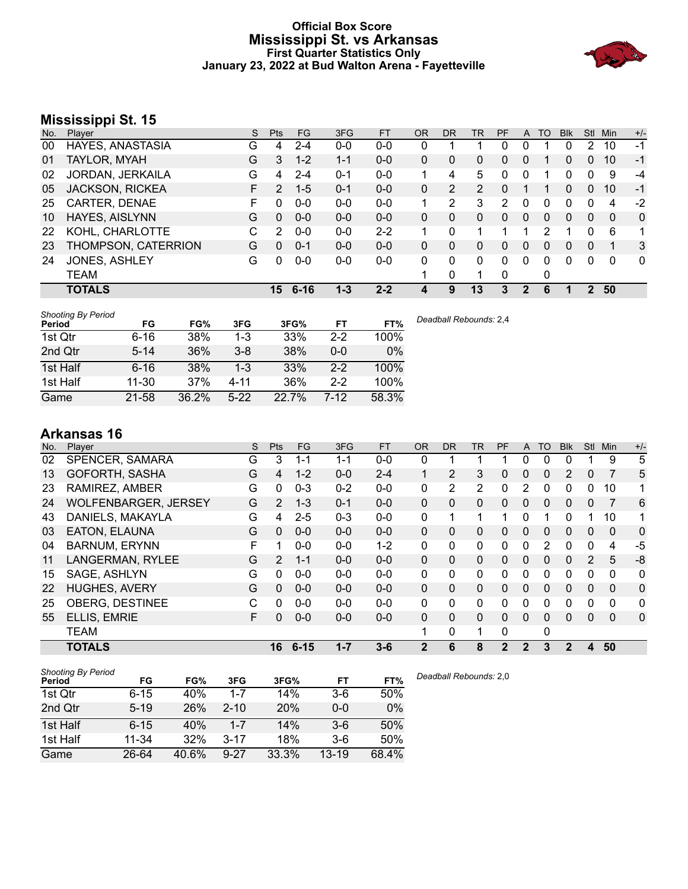# Official Box Score
# Mississippi St. vs Arkansas
### First Quarter Statistics Only
### January 23, 2022 at Bud Walton Arena - Fayetteville

## Mississippi St. 15

| No. | Player | S | Pts | FG | 3FG | FT | OR | DR | TR | PF | A | TO | Blk | Stl | Min | +/- |
|---|---|---|---|---|---|---|---|---|---|---|---|---|---|---|---|---|
| 00 | HAYES, ANASTASIA | G | 4 | 2-4 | 0-0 | 0-0 | 0 | 1 | 1 | 0 | 0 | 1 | 0 | 2 | 10 | -1 |
| 01 | TAYLOR, MYAH | G | 3 | 1-2 | 1-1 | 0-0 | 0 | 0 | 0 | 0 | 0 | 1 | 0 | 0 | 10 | -1 |
| 02 | JORDAN, JERKAILA | G | 4 | 2-4 | 0-1 | 0-0 | 1 | 4 | 5 | 0 | 0 | 1 | 0 | 0 | 9 | -4 |
| 05 | JACKSON, RICKEA | F | 2 | 1-5 | 0-1 | 0-0 | 0 | 2 | 2 | 0 | 1 | 1 | 0 | 0 | 10 | -1 |
| 25 | CARTER, DENAE | F | 0 | 0-0 | 0-0 | 0-0 | 1 | 2 | 3 | 2 | 0 | 0 | 0 | 0 | 4 | -2 |
| 10 | HAYES, AISLYNN | G | 0 | 0-0 | 0-0 | 0-0 | 0 | 0 | 0 | 0 | 0 | 0 | 0 | 0 | 0 | 0 |
| 22 | KOHL, CHARLOTTE | C | 2 | 0-0 | 0-0 | 2-2 | 1 | 0 | 1 | 1 | 1 | 2 | 1 | 0 | 6 | 1 |
| 23 | THOMPSON, CATERRION | G | 0 | 0-1 | 0-0 | 0-0 | 0 | 0 | 0 | 0 | 0 | 0 | 0 | 0 | 1 | 3 |
| 24 | JONES, ASHLEY | G | 0 | 0-0 | 0-0 | 0-0 | 0 | 0 | 0 | 0 | 0 | 0 | 0 | 0 | 0 | 0 |
| | TEAM | | | | | | 1 | 0 | 1 | 0 | | 0 | | | | |
| | **TOTALS** | | **15** | **6-16** | **1-3** | **2-2** | **4** | **9** | **13** | **3** | **2** | **6** | **1** | **2** | **50** | |

| Shooting By Period Period | FG | FG% | 3FG | 3FG% | FT | FT% |
|---|---|---|---|---|---|---|
| 1st Qtr | 6-16 | 38% | 1-3 | 33% | 2-2 | 100% |
| 2nd Qtr | 5-14 | 36% | 3-8 | 38% | 0-0 | 0% |
| 1st Half | 6-16 | 38% | 1-3 | 33% | 2-2 | 100% |
| 1st Half | 11-30 | 37% | 4-11 | 36% | 2-2 | 100% |
| Game | 21-58 | 36.2% | 5-22 | 22.7% | 7-12 | 58.3% |

*Deadball Rebounds:* 2,4

## Arkansas 16

| No. | Player | S | Pts | FG | 3FG | FT | OR | DR | TR | PF | A | TO | Blk | Stl | Min | +/- |
|---|---|---|---|---|---|---|---|---|---|---|---|---|---|---|---|---|
| 02 | SPENCER, SAMARA | G | 3 | 1-1 | 1-1 | 0-0 | 0 | 1 | 1 | 1 | 0 | 0 | 0 | 1 | 9 | 5 |
| 13 | GOFORTH, SASHA | G | 4 | 1-2 | 0-0 | 2-4 | 1 | 2 | 3 | 0 | 0 | 0 | 2 | 0 | 7 | 5 |
| 23 | RAMIREZ, AMBER | G | 0 | 0-3 | 0-2 | 0-0 | 0 | 2 | 2 | 0 | 2 | 0 | 0 | 0 | 10 | 1 |
| 24 | WOLFENBARGER, JERSEY | G | 2 | 1-3 | 0-1 | 0-0 | 0 | 0 | 0 | 0 | 0 | 0 | 0 | 0 | 7 | 6 |
| 43 | DANIELS, MAKAYLA | G | 4 | 2-5 | 0-3 | 0-0 | 0 | 1 | 1 | 1 | 0 | 1 | 0 | 1 | 10 | 1 |
| 03 | EATON, ELAUNA | G | 0 | 0-0 | 0-0 | 0-0 | 0 | 0 | 0 | 0 | 0 | 0 | 0 | 0 | 0 | 0 |
| 04 | BARNUM, ERYNN | F | 1 | 0-0 | 0-0 | 1-2 | 0 | 0 | 0 | 0 | 0 | 2 | 0 | 0 | 4 | -5 |
| 11 | LANGERMAN, RYLEE | G | 2 | 1-1 | 0-0 | 0-0 | 0 | 0 | 0 | 0 | 0 | 0 | 0 | 2 | 5 | -8 |
| 15 | SAGE, ASHLYN | G | 0 | 0-0 | 0-0 | 0-0 | 0 | 0 | 0 | 0 | 0 | 0 | 0 | 0 | 0 | 0 |
| 22 | HUGHES, AVERY | G | 0 | 0-0 | 0-0 | 0-0 | 0 | 0 | 0 | 0 | 0 | 0 | 0 | 0 | 0 | 0 |
| 25 | OBERG, DESTINEE | C | 0 | 0-0 | 0-0 | 0-0 | 0 | 0 | 0 | 0 | 0 | 0 | 0 | 0 | 0 | 0 |
| 55 | ELLIS, EMRIE | F | 0 | 0-0 | 0-0 | 0-0 | 0 | 0 | 0 | 0 | 0 | 0 | 0 | 0 | 0 | 0 |
| | TEAM | | | | | | 1 | 0 | 1 | 0 | | 0 | | | | |
| | **TOTALS** | | **16** | **6-15** | **1-7** | **3-6** | **2** | **6** | **8** | **2** | **2** | **3** | **2** | **4** | **50** | |

| Shooting By Period Period | FG | FG% | 3FG | 3FG% | FT | FT% |
|---|---|---|---|---|---|---|
| 1st Qtr | 6-15 | 40% | 1-7 | 14% | 3-6 | 50% |
| 2nd Qtr | 5-19 | 26% | 2-10 | 20% | 0-0 | 0% |
| 1st Half | 6-15 | 40% | 1-7 | 14% | 3-6 | 50% |
| 1st Half | 11-34 | 32% | 3-17 | 18% | 3-6 | 50% |
| Game | 26-64 | 40.6% | 9-27 | 33.3% | 13-19 | 68.4% |

*Deadball Rebounds:* 2,0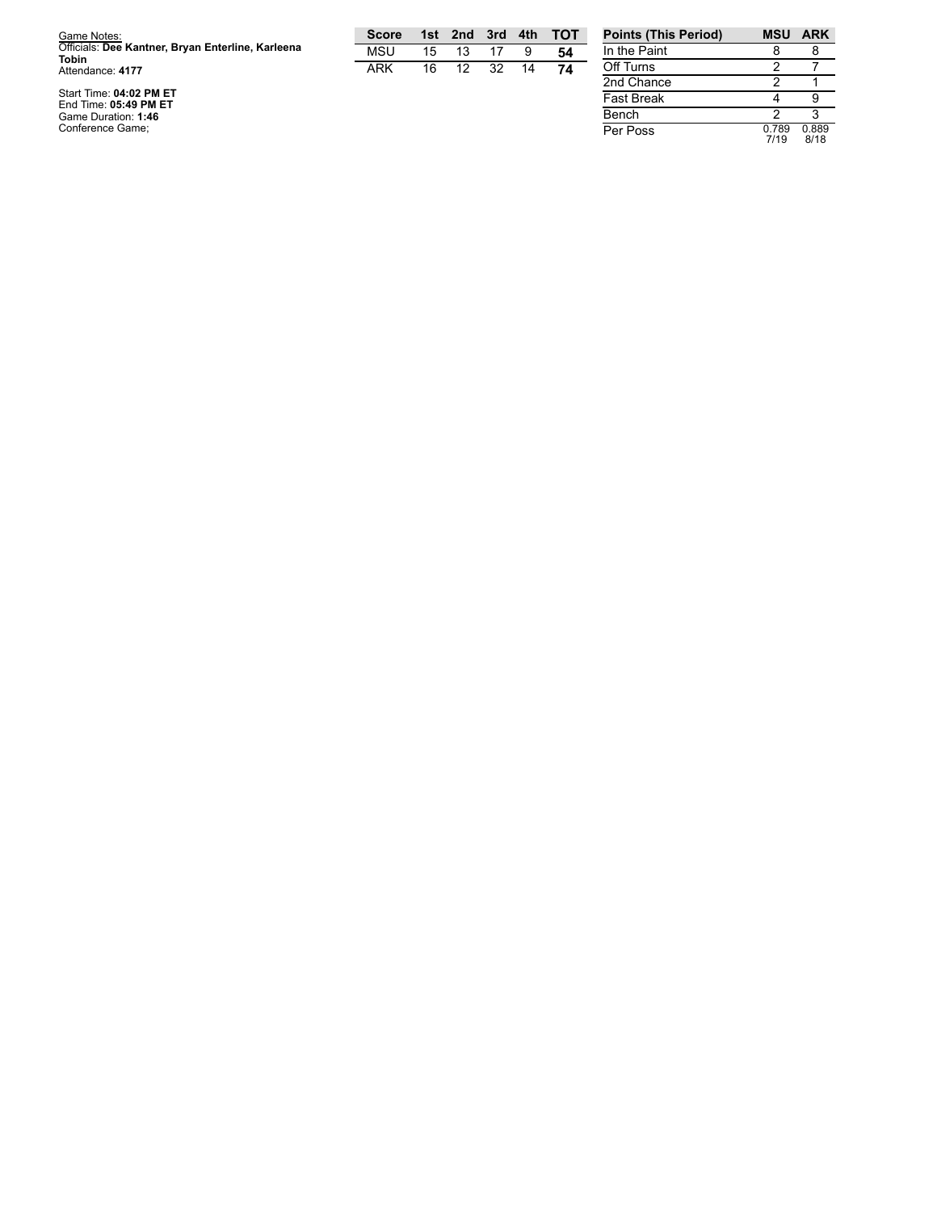Game Notes:
Officials: **Dee Kantner, Bryan Enterline, Karleena Tobin**
Attendance: **4177**

Start Time: **04:02 PM ET**
End Time: **05:49 PM ET**
Game Duration: **1:46**
Conference Game;

| Score | 1st | 2nd | 3rd | 4th | TOT |
| --- | --- | --- | --- | --- | --- |
| MSU | 15 | 13 | 17 | 9 | **54** |
| ARK | 16 | 12 | 32 | 14 | **74** |

| Points (This Period) | MSU | ARK |
| --- | --- | --- |
| In the Paint | 8 | 8 |
| Off Turns | 2 | 7 |
| 2nd Chance | 2 | 1 |
| Fast Break | 4 | 9 |
| Bench | 2 | 3 |
| Per Poss | 0.789 7/19 | 0.889 8/18 |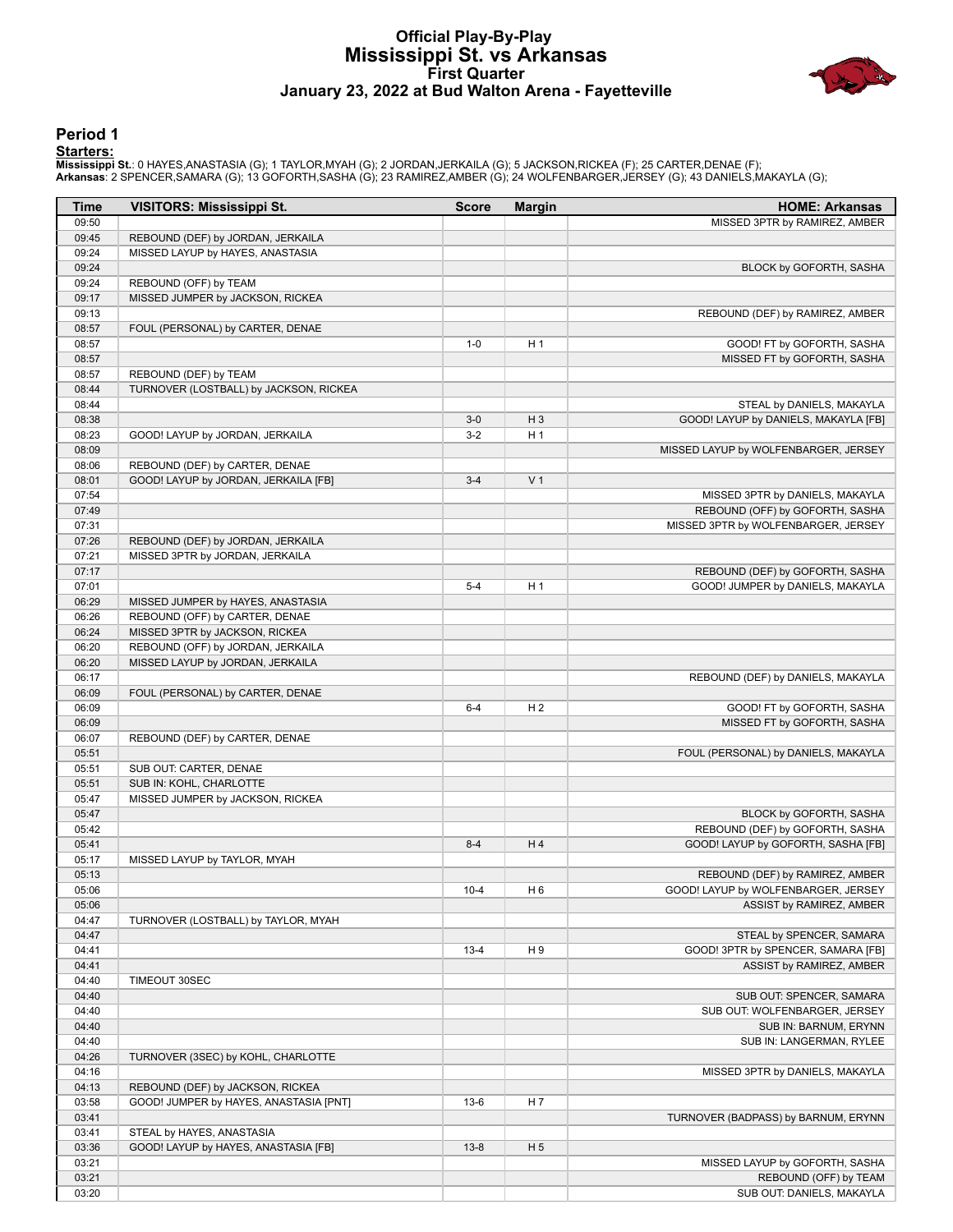# Official Play-By-Play
## Mississippi St. vs Arkansas
### First Quarter
### January 23, 2022 at Bud Walton Arena - Fayetteville

## Period 1

**Starters:**

**Mississippi St.**: 0 HAYES,ANASTASIA (G); 1 TAYLOR,MYAH (G); 2 JORDAN,JERKAILA (G); 5 JACKSON,RICKEA (F); 25 CARTER,DENAE (F);
**Arkansas**: 2 SPENCER,SAMARA (G); 13 GOFORTH,SASHA (G); 23 RAMIREZ,AMBER (G); 24 WOLFENBARGER,JERSEY (G); 43 DANIELS,MAKAYLA (G);

| Time | VISITORS: Mississippi St. | Score | Margin | HOME: Arkansas |
|---|---|---|---|---|
| 09:50 | | | | MISSED 3PTR by RAMIREZ, AMBER |
| 09:45 | REBOUND (DEF) by JORDAN, JERKAILA | | | |
| 09:24 | MISSED LAYUP by HAYES, ANASTASIA | | | |
| 09:24 | | | | BLOCK by GOFORTH, SASHA |
| 09:24 | REBOUND (OFF) by TEAM | | | |
| 09:17 | MISSED JUMPER by JACKSON, RICKEA | | | |
| 09:13 | | | | REBOUND (DEF) by RAMIREZ, AMBER |
| 08:57 | FOUL (PERSONAL) by CARTER, DENAE | | | |
| 08:57 | | 1-0 | H 1 | GOOD! FT by GOFORTH, SASHA |
| 08:57 | | | | MISSED FT by GOFORTH, SASHA |
| 08:57 | REBOUND (DEF) by TEAM | | | |
| 08:44 | TURNOVER (LOSTBALL) by JACKSON, RICKEA | | | |
| 08:44 | | | | STEAL by DANIELS, MAKAYLA |
| 08:38 | | 3-0 | H 3 | GOOD! LAYUP by DANIELS, MAKAYLA [FB] |
| 08:23 | GOOD! LAYUP by JORDAN, JERKAILA | 3-2 | H 1 | |
| 08:09 | | | | MISSED LAYUP by WOLFENBARGER, JERSEY |
| 08:06 | REBOUND (DEF) by CARTER, DENAE | | | |
| 08:01 | GOOD! LAYUP by JORDAN, JERKAILA [FB] | 3-4 | V 1 | |
| 07:54 | | | | MISSED 3PTR by DANIELS, MAKAYLA |
| 07:49 | | | | REBOUND (OFF) by GOFORTH, SASHA |
| 07:31 | | | | MISSED 3PTR by WOLFENBARGER, JERSEY |
| 07:26 | REBOUND (DEF) by JORDAN, JERKAILA | | | |
| 07:21 | MISSED 3PTR by JORDAN, JERKAILA | | | |
| 07:17 | | | | REBOUND (DEF) by GOFORTH, SASHA |
| 07:01 | | 5-4 | H 1 | GOOD! JUMPER by DANIELS, MAKAYLA |
| 06:29 | MISSED JUMPER by HAYES, ANASTASIA | | | |
| 06:26 | REBOUND (OFF) by CARTER, DENAE | | | |
| 06:24 | MISSED 3PTR by JACKSON, RICKEA | | | |
| 06:20 | REBOUND (OFF) by JORDAN, JERKAILA | | | |
| 06:20 | MISSED LAYUP by JORDAN, JERKAILA | | | |
| 06:17 | | | | REBOUND (DEF) by DANIELS, MAKAYLA |
| 06:09 | FOUL (PERSONAL) by CARTER, DENAE | | | |
| 06:09 | | 6-4 | H 2 | GOOD! FT by GOFORTH, SASHA |
| 06:09 | | | | MISSED FT by GOFORTH, SASHA |
| 06:07 | REBOUND (DEF) by CARTER, DENAE | | | |
| 05:51 | | | | FOUL (PERSONAL) by DANIELS, MAKAYLA |
| 05:51 | SUB OUT: CARTER, DENAE | | | |
| 05:51 | SUB IN: KOHL, CHARLOTTE | | | |
| 05:47 | MISSED JUMPER by JACKSON, RICKEA | | | |
| 05:47 | | | | BLOCK by GOFORTH, SASHA |
| 05:42 | | | | REBOUND (DEF) by GOFORTH, SASHA |
| 05:41 | | 8-4 | H 4 | GOOD! LAYUP by GOFORTH, SASHA [FB] |
| 05:17 | MISSED LAYUP by TAYLOR, MYAH | | | |
| 05:13 | | | | REBOUND (DEF) by RAMIREZ, AMBER |
| 05:06 | | 10-4 | H 6 | GOOD! LAYUP by WOLFENBARGER, JERSEY |
| 05:06 | | | | ASSIST by RAMIREZ, AMBER |
| 04:47 | TURNOVER (LOSTBALL) by TAYLOR, MYAH | | | |
| 04:47 | | | | STEAL by SPENCER, SAMARA |
| 04:41 | | 13-4 | H 9 | GOOD! 3PTR by SPENCER, SAMARA [FB] |
| 04:41 | | | | ASSIST by RAMIREZ, AMBER |
| 04:40 | TIMEOUT 30SEC | | | |
| 04:40 | | | | SUB OUT: SPENCER, SAMARA |
| 04:40 | | | | SUB OUT: WOLFENBARGER, JERSEY |
| 04:40 | | | | SUB IN: BARNUM, ERYNN |
| 04:40 | | | | SUB IN: LANGERMAN, RYLEE |
| 04:26 | TURNOVER (3SEC) by KOHL, CHARLOTTE | | | |
| 04:16 | | | | MISSED 3PTR by DANIELS, MAKAYLA |
| 04:13 | REBOUND (DEF) by JACKSON, RICKEA | | | |
| 03:58 | GOOD! JUMPER by HAYES, ANASTASIA [PNT] | 13-6 | H 7 | |
| 03:41 | | | | TURNOVER (BADPASS) by BARNUM, ERYNN |
| 03:41 | STEAL by HAYES, ANASTASIA | | | |
| 03:36 | GOOD! LAYUP by HAYES, ANASTASIA [FB] | 13-8 | H 5 | |
| 03:21 | | | | MISSED LAYUP by GOFORTH, SASHA |
| 03:21 | | | | REBOUND (OFF) by TEAM |
| 03:20 | | | | SUB OUT: DANIELS, MAKAYLA |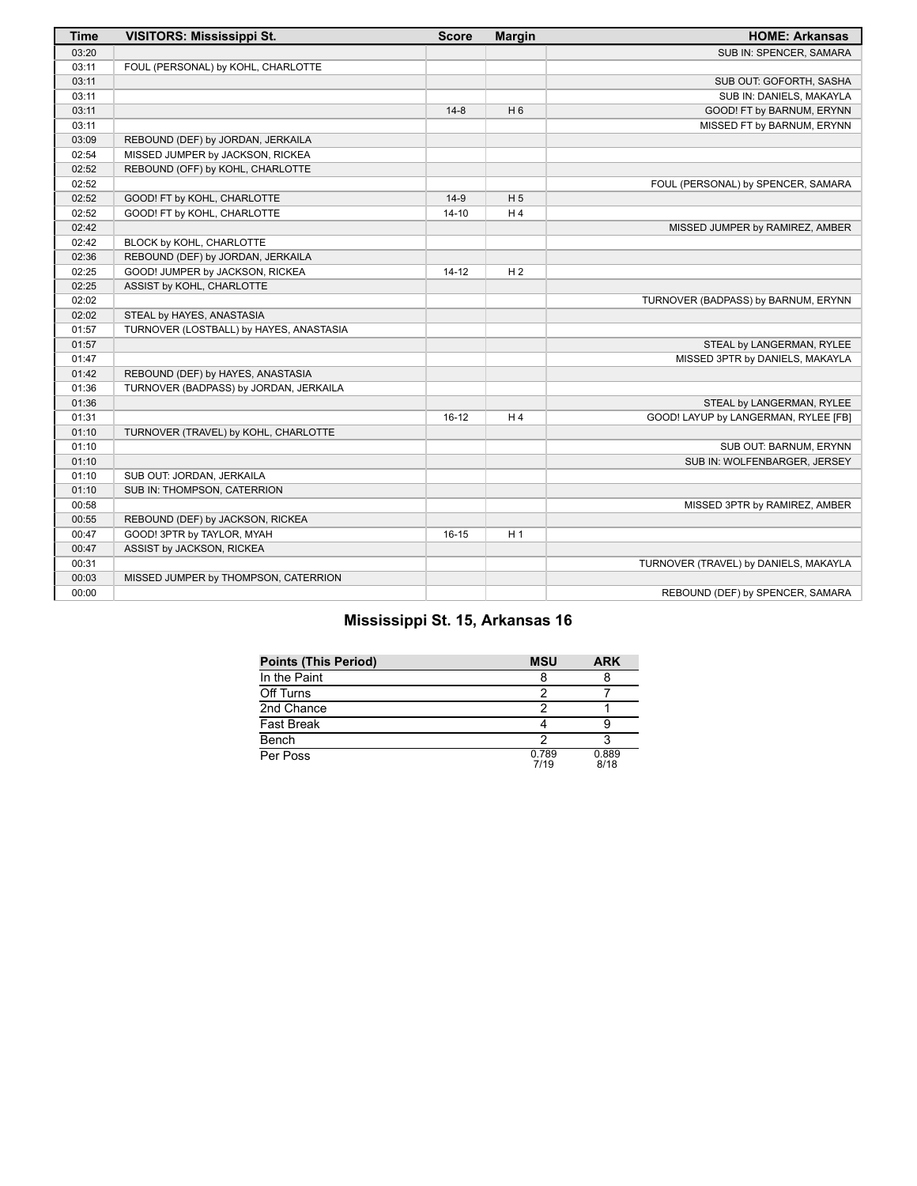| Time | VISITORS: Mississippi St. | Score | Margin | HOME: Arkansas |
|---|---|---|---|---|
| 03:20 | | | | SUB IN: SPENCER, SAMARA |
| 03:11 | FOUL (PERSONAL) by KOHL, CHARLOTTE | | | |
| 03:11 | | | | SUB OUT: GOFORTH, SASHA |
| 03:11 | | | | SUB IN: DANIELS, MAKAYLA |
| 03:11 | | 14-8 | H 6 | GOOD! FT by BARNUM, ERYNN |
| 03:11 | | | | MISSED FT by BARNUM, ERYNN |
| 03:09 | REBOUND (DEF) by JORDAN, JERKAILA | | | |
| 02:54 | MISSED JUMPER by JACKSON, RICKEA | | | |
| 02:52 | REBOUND (OFF) by KOHL, CHARLOTTE | | | |
| 02:52 | | | | FOUL (PERSONAL) by SPENCER, SAMARA |
| 02:52 | GOOD! FT by KOHL, CHARLOTTE | 14-9 | H 5 | |
| 02:52 | GOOD! FT by KOHL, CHARLOTTE | 14-10 | H 4 | |
| 02:42 | | | | MISSED JUMPER by RAMIREZ, AMBER |
| 02:42 | BLOCK by KOHL, CHARLOTTE | | | |
| 02:36 | REBOUND (DEF) by JORDAN, JERKAILA | | | |
| 02:25 | GOOD! JUMPER by JACKSON, RICKEA | 14-12 | H 2 | |
| 02:25 | ASSIST by KOHL, CHARLOTTE | | | |
| 02:02 | | | | TURNOVER (BADPASS) by BARNUM, ERYNN |
| 02:02 | STEAL by HAYES, ANASTASIA | | | |
| 01:57 | TURNOVER (LOSTBALL) by HAYES, ANASTASIA | | | |
| 01:57 | | | | STEAL by LANGERMAN, RYLEE |
| 01:47 | | | | MISSED 3PTR by DANIELS, MAKAYLA |
| 01:42 | REBOUND (DEF) by HAYES, ANASTASIA | | | |
| 01:36 | TURNOVER (BADPASS) by JORDAN, JERKAILA | | | |
| 01:36 | | | | STEAL by LANGERMAN, RYLEE |
| 01:31 | | 16-12 | H 4 | GOOD! LAYUP by LANGERMAN, RYLEE [FB] |
| 01:10 | TURNOVER (TRAVEL) by KOHL, CHARLOTTE | | | |
| 01:10 | | | | SUB OUT: BARNUM, ERYNN |
| 01:10 | | | | SUB IN: WOLFENBARGER, JERSEY |
| 01:10 | SUB OUT: JORDAN, JERKAILA | | | |
| 01:10 | SUB IN: THOMPSON, CATERRION | | | |
| 00:58 | | | | MISSED 3PTR by RAMIREZ, AMBER |
| 00:55 | REBOUND (DEF) by JACKSON, RICKEA | | | |
| 00:47 | GOOD! 3PTR by TAYLOR, MYAH | 16-15 | H 1 | |
| 00:47 | ASSIST by JACKSON, RICKEA | | | |
| 00:31 | | | | TURNOVER (TRAVEL) by DANIELS, MAKAYLA |
| 00:03 | MISSED JUMPER by THOMPSON, CATERRION | | | |
| 00:00 | | | | REBOUND (DEF) by SPENCER, SAMARA |

## Mississippi St. 15, Arkansas 16

| Points (This Period) | MSU | ARK |
|---|---|---|
| In the Paint | 8 | 8 |
| Off Turns | 2 | 7 |
| 2nd Chance | 2 | 1 |
| Fast Break | 4 | 9 |
| Bench | 2 | 3 |
| Per Poss | 0.789 7/19 | 0.889 8/18 |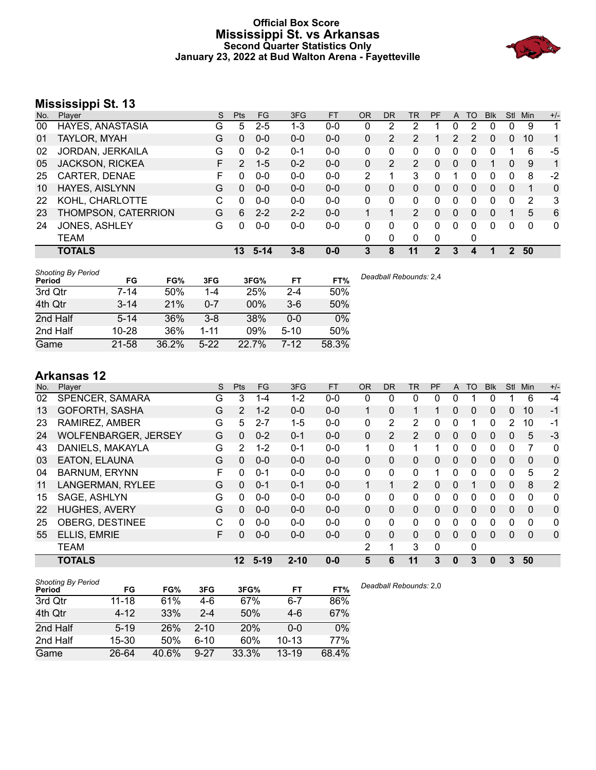# Official Box Score
## Mississippi St. vs Arkansas
### Second Quarter Statistics Only
### January 23, 2022 at Bud Walton Arena - Fayetteville

## Mississippi St. 13

| No. | Player | S | Pts | FG | 3FG | FT | OR | DR | TR | PF | A | TO | Blk | Stl | Min | +/- |
|---|---|---|---|---|---|---|---|---|---|---|---|---|---|---|---|---|
| 00 | HAYES, ANASTASIA | G | 5 | 2-5 | 1-3 | 0-0 | 0 | 2 | 2 | 1 | 0 | 2 | 0 | 0 | 9 | 1 |
| 01 | TAYLOR, MYAH | G | 0 | 0-0 | 0-0 | 0-0 | 0 | 2 | 2 | 1 | 2 | 2 | 0 | 0 | 10 | 1 |
| 02 | JORDAN, JERKAILA | G | 0 | 0-2 | 0-1 | 0-0 | 0 | 0 | 0 | 0 | 0 | 0 | 0 | 1 | 6 | -5 |
| 05 | JACKSON, RICKEA | F | 2 | 1-5 | 0-2 | 0-0 | 0 | 2 | 2 | 0 | 0 | 0 | 1 | 0 | 9 | 1 |
| 25 | CARTER, DENAE | F | 0 | 0-0 | 0-0 | 0-0 | 2 | 1 | 3 | 0 | 1 | 0 | 0 | 0 | 8 | -2 |
| 10 | HAYES, AISLYNN | G | 0 | 0-0 | 0-0 | 0-0 | 0 | 0 | 0 | 0 | 0 | 0 | 0 | 0 | 1 | 0 |
| 22 | KOHL, CHARLOTTE | C | 0 | 0-0 | 0-0 | 0-0 | 0 | 0 | 0 | 0 | 0 | 0 | 0 | 0 | 2 | 3 |
| 23 | THOMPSON, CATERRION | G | 6 | 2-2 | 2-2 | 0-0 | 1 | 1 | 2 | 0 | 0 | 0 | 0 | 1 | 5 | 6 |
| 24 | JONES, ASHLEY | G | 0 | 0-0 | 0-0 | 0-0 | 0 | 0 | 0 | 0 | 0 | 0 | 0 | 0 | 0 | 0 |
| | TEAM | | | | | | 0 | 0 | 0 | 0 | | 0 | | | | |
| | **TOTALS** | | **13** | **5-14** | **3-8** | **0-0** | **3** | **8** | **11** | **2** | **3** | **4** | **1** | **2** | **50** | |

*Shooting By Period*

| Period | FG | FG% | 3FG | 3FG% | FT | FT% |
|---|---|---|---|---|---|---|
| 3rd Qtr | 7-14 | 50% | 1-4 | 25% | 2-4 | 50% |
| 4th Qtr | 3-14 | 21% | 0-7 | 00% | 3-6 | 50% |
| 2nd Half | 5-14 | 36% | 3-8 | 38% | 0-0 | 0% |
| 2nd Half | 10-28 | 36% | 1-11 | 09% | 5-10 | 50% |
| Game | 21-58 | 36.2% | 5-22 | 22.7% | 7-12 | 58.3% |

*Deadball Rebounds:* 2,4

## Arkansas 12

| No. | Player | S | Pts | FG | 3FG | FT | OR | DR | TR | PF | A | TO | Blk | Stl | Min | +/- |
|---|---|---|---|---|---|---|---|---|---|---|---|---|---|---|---|---|
| 02 | SPENCER, SAMARA | G | 3 | 1-4 | 1-2 | 0-0 | 0 | 0 | 0 | 0 | 0 | 1 | 0 | 1 | 6 | -4 |
| 13 | GOFORTH, SASHA | G | 2 | 1-2 | 0-0 | 0-0 | 1 | 0 | 1 | 1 | 0 | 0 | 0 | 0 | 10 | -1 |
| 23 | RAMIREZ, AMBER | G | 5 | 2-7 | 1-5 | 0-0 | 0 | 2 | 2 | 0 | 0 | 1 | 0 | 2 | 10 | -1 |
| 24 | WOLFENBARGER, JERSEY | G | 0 | 0-2 | 0-1 | 0-0 | 0 | 2 | 2 | 0 | 0 | 0 | 0 | 0 | 5 | -3 |
| 43 | DANIELS, MAKAYLA | G | 2 | 1-2 | 0-1 | 0-0 | 1 | 0 | 1 | 1 | 0 | 0 | 0 | 0 | 7 | 0 |
| 03 | EATON, ELAUNA | G | 0 | 0-0 | 0-0 | 0-0 | 0 | 0 | 0 | 0 | 0 | 0 | 0 | 0 | 0 | 0 |
| 04 | BARNUM, ERYNN | F | 0 | 0-1 | 0-0 | 0-0 | 0 | 0 | 0 | 1 | 0 | 0 | 0 | 0 | 5 | 2 |
| 11 | LANGERMAN, RYLEE | G | 0 | 0-1 | 0-1 | 0-0 | 1 | 1 | 2 | 0 | 0 | 1 | 0 | 0 | 8 | 2 |
| 15 | SAGE, ASHLYN | G | 0 | 0-0 | 0-0 | 0-0 | 0 | 0 | 0 | 0 | 0 | 0 | 0 | 0 | 0 | 0 |
| 22 | HUGHES, AVERY | G | 0 | 0-0 | 0-0 | 0-0 | 0 | 0 | 0 | 0 | 0 | 0 | 0 | 0 | 0 | 0 |
| 25 | OBERG, DESTINEE | C | 0 | 0-0 | 0-0 | 0-0 | 0 | 0 | 0 | 0 | 0 | 0 | 0 | 0 | 0 | 0 |
| 55 | ELLIS, EMRIE | F | 0 | 0-0 | 0-0 | 0-0 | 0 | 0 | 0 | 0 | 0 | 0 | 0 | 0 | 0 | 0 |
| | TEAM | | | | | | 2 | 1 | 3 | 0 | | 0 | | | | |
| | **TOTALS** | | **12** | **5-19** | **2-10** | **0-0** | **5** | **6** | **11** | **3** | **0** | **3** | **0** | **3** | **50** | |

*Shooting By Period*

| Period | FG | FG% | 3FG | 3FG% | FT | FT% |
|---|---|---|---|---|---|---|
| 3rd Qtr | 11-18 | 61% | 4-6 | 67% | 6-7 | 86% |
| 4th Qtr | 4-12 | 33% | 2-4 | 50% | 4-6 | 67% |
| 2nd Half | 5-19 | 26% | 2-10 | 20% | 0-0 | 0% |
| 2nd Half | 15-30 | 50% | 6-10 | 60% | 10-13 | 77% |
| Game | 26-64 | 40.6% | 9-27 | 33.3% | 13-19 | 68.4% |

*Deadball Rebounds:* 2,0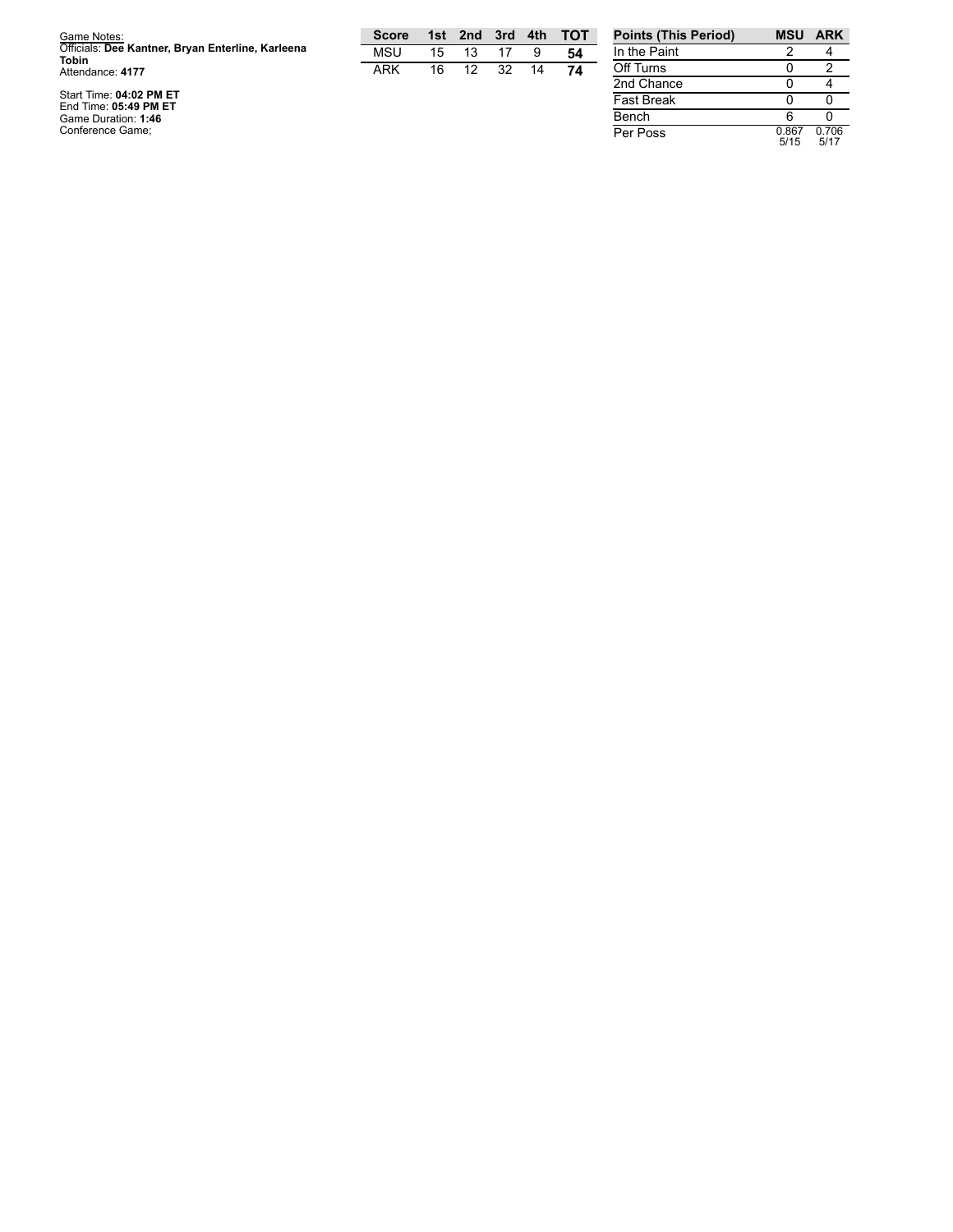Game Notes:
Officials: **Dee Kantner, Bryan Enterline, Karleena Tobin**
Attendance: **4177**

Start Time: **04:02 PM ET**
End Time: **05:49 PM ET**
Game Duration: **1:46**
Conference Game;

| Score | 1st | 2nd | 3rd | 4th | TOT |
|---|---|---|---|---|---|
| MSU | 15 | 13 | 17 | 9 | **54** |
| ARK | 16 | 12 | 32 | 14 | **74** |

| Points (This Period) | MSU | ARK |
|---|---|---|
| In the Paint | 2 | 4 |
| Off Turns | 0 | 2 |
| 2nd Chance | 0 | 4 |
| Fast Break | 0 | 0 |
| Bench | 6 | 0 |
| Per Poss | 0.867 5/15 | 0.706 5/17 |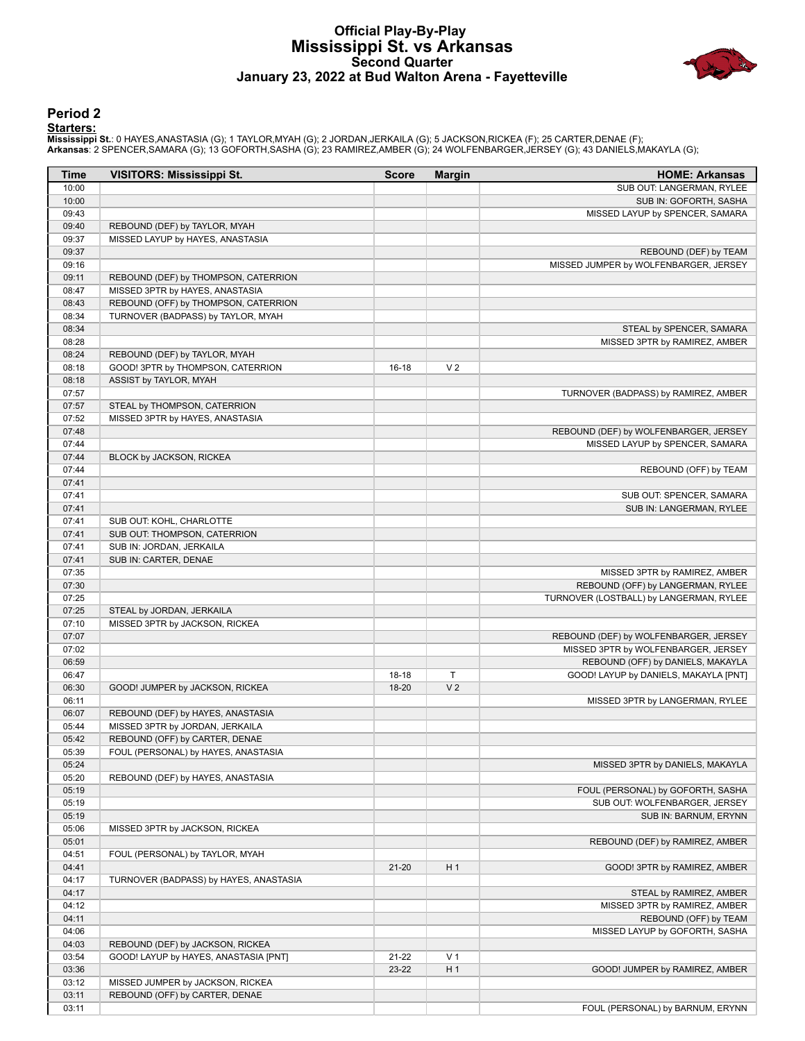# Official Play-By-Play
# Mississippi St. vs Arkansas
## Second Quarter
### January 23, 2022 at Bud Walton Arena - Fayetteville

## Period 2

**Starters:**

**Mississippi St.**: 0 HAYES,ANASTASIA (G); 1 TAYLOR,MYAH (G); 2 JORDAN,JERKAILA (G); 5 JACKSON,RICKEA (F); 25 CARTER,DENAE (F);
**Arkansas**: 2 SPENCER,SAMARA (G); 13 GOFORTH,SASHA (G); 23 RAMIREZ,AMBER (G); 24 WOLFENBARGER,JERSEY (G); 43 DANIELS,MAKAYLA (G);

| Time | VISITORS: Mississippi St. | Score | Margin | HOME: Arkansas |
|---|---|---|---|---|
| 10:00 | | | | SUB OUT: LANGERMAN, RYLEE |
| 10:00 | | | | SUB IN: GOFORTH, SASHA |
| 09:43 | | | | MISSED LAYUP by SPENCER, SAMARA |
| 09:40 | REBOUND (DEF) by TAYLOR, MYAH | | | |
| 09:37 | MISSED LAYUP by HAYES, ANASTASIA | | | |
| 09:37 | | | | REBOUND (DEF) by TEAM |
| 09:16 | | | | MISSED JUMPER by WOLFENBARGER, JERSEY |
| 09:11 | REBOUND (DEF) by THOMPSON, CATERRION | | | |
| 08:47 | MISSED 3PTR by HAYES, ANASTASIA | | | |
| 08:43 | REBOUND (OFF) by THOMPSON, CATERRION | | | |
| 08:34 | TURNOVER (BADPASS) by TAYLOR, MYAH | | | |
| 08:34 | | | | STEAL by SPENCER, SAMARA |
| 08:28 | | | | MISSED 3PTR by RAMIREZ, AMBER |
| 08:24 | REBOUND (DEF) by TAYLOR, MYAH | | | |
| 08:18 | GOOD! 3PTR by THOMPSON, CATERRION | 16-18 | V 2 | |
| 08:18 | ASSIST by TAYLOR, MYAH | | | |
| 07:57 | | | | TURNOVER (BADPASS) by RAMIREZ, AMBER |
| 07:57 | STEAL by THOMPSON, CATERRION | | | |
| 07:52 | MISSED 3PTR by HAYES, ANASTASIA | | | |
| 07:48 | | | | REBOUND (DEF) by WOLFENBARGER, JERSEY |
| 07:44 | | | | MISSED LAYUP by SPENCER, SAMARA |
| 07:44 | BLOCK by JACKSON, RICKEA | | | |
| 07:44 | | | | REBOUND (OFF) by TEAM |
| 07:41 | | | | |
| 07:41 | | | | SUB OUT: SPENCER, SAMARA |
| 07:41 | | | | SUB IN: LANGERMAN, RYLEE |
| 07:41 | SUB OUT: KOHL, CHARLOTTE | | | |
| 07:41 | SUB OUT: THOMPSON, CATERRION | | | |
| 07:41 | SUB IN: JORDAN, JERKAILA | | | |
| 07:41 | SUB IN: CARTER, DENAE | | | |
| 07:35 | | | | MISSED 3PTR by RAMIREZ, AMBER |
| 07:30 | | | | REBOUND (OFF) by LANGERMAN, RYLEE |
| 07:25 | | | | TURNOVER (LOSTBALL) by LANGERMAN, RYLEE |
| 07:25 | STEAL by JORDAN, JERKAILA | | | |
| 07:10 | MISSED 3PTR by JACKSON, RICKEA | | | |
| 07:07 | | | | REBOUND (DEF) by WOLFENBARGER, JERSEY |
| 07:02 | | | | MISSED 3PTR by WOLFENBARGER, JERSEY |
| 06:59 | | | | REBOUND (OFF) by DANIELS, MAKAYLA |
| 06:47 | | 18-18 | T | GOOD! LAYUP by DANIELS, MAKAYLA [PNT] |
| 06:30 | GOOD! JUMPER by JACKSON, RICKEA | 18-20 | V 2 | |
| 06:11 | | | | MISSED 3PTR by LANGERMAN, RYLEE |
| 06:07 | REBOUND (DEF) by HAYES, ANASTASIA | | | |
| 05:44 | MISSED 3PTR by JORDAN, JERKAILA | | | |
| 05:42 | REBOUND (OFF) by CARTER, DENAE | | | |
| 05:39 | FOUL (PERSONAL) by HAYES, ANASTASIA | | | |
| 05:24 | | | | MISSED 3PTR by DANIELS, MAKAYLA |
| 05:20 | REBOUND (DEF) by HAYES, ANASTASIA | | | |
| 05:19 | | | | FOUL (PERSONAL) by GOFORTH, SASHA |
| 05:19 | | | | SUB OUT: WOLFENBARGER, JERSEY |
| 05:19 | | | | SUB IN: BARNUM, ERYNN |
| 05:06 | MISSED 3PTR by JACKSON, RICKEA | | | |
| 05:01 | | | | REBOUND (DEF) by RAMIREZ, AMBER |
| 04:51 | FOUL (PERSONAL) by TAYLOR, MYAH | | | |
| 04:41 | | 21-20 | H 1 | GOOD! 3PTR by RAMIREZ, AMBER |
| 04:17 | TURNOVER (BADPASS) by HAYES, ANASTASIA | | | |
| 04:17 | | | | STEAL by RAMIREZ, AMBER |
| 04:12 | | | | MISSED 3PTR by RAMIREZ, AMBER |
| 04:11 | | | | REBOUND (OFF) by TEAM |
| 04:06 | | | | MISSED LAYUP by GOFORTH, SASHA |
| 04:03 | REBOUND (DEF) by JACKSON, RICKEA | | | |
| 03:54 | GOOD! LAYUP by HAYES, ANASTASIA [PNT] | 21-22 | V 1 | |
| 03:36 | | 23-22 | H 1 | GOOD! JUMPER by RAMIREZ, AMBER |
| 03:12 | MISSED JUMPER by JACKSON, RICKEA | | | |
| 03:11 | REBOUND (OFF) by CARTER, DENAE | | | |
| 03:11 | | | | FOUL (PERSONAL) by BARNUM, ERYNN |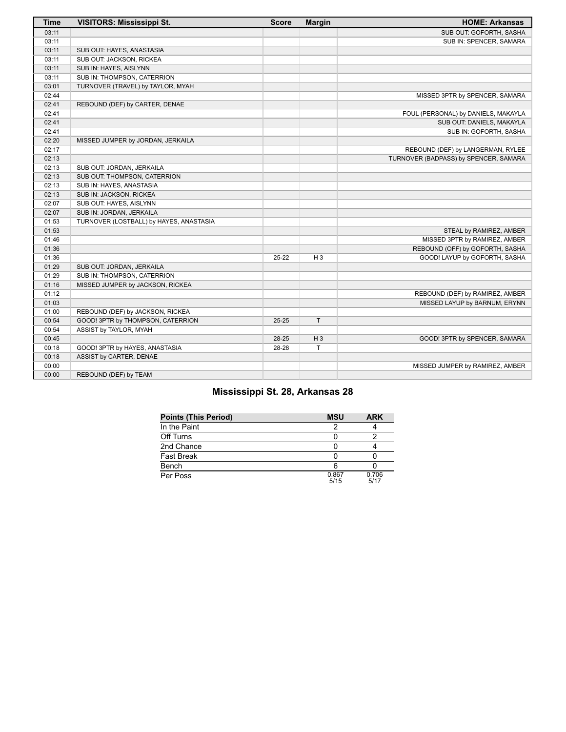| Time | VISITORS: Mississippi St. | Score | Margin | HOME: Arkansas |
| --- | --- | --- | --- | --- |
| 03:11 | | | | SUB OUT: GOFORTH, SASHA |
| 03:11 | | | | SUB IN: SPENCER, SAMARA |
| 03:11 | SUB OUT: HAYES, ANASTASIA | | | |
| 03:11 | SUB OUT: JACKSON, RICKEA | | | |
| 03:11 | SUB IN: HAYES, AISLYNN | | | |
| 03:11 | SUB IN: THOMPSON, CATERRION | | | |
| 03:01 | TURNOVER (TRAVEL) by TAYLOR, MYAH | | | |
| 02:44 | | | | MISSED 3PTR by SPENCER, SAMARA |
| 02:41 | REBOUND (DEF) by CARTER, DENAE | | | |
| 02:41 | | | | FOUL (PERSONAL) by DANIELS, MAKAYLA |
| 02:41 | | | | SUB OUT: DANIELS, MAKAYLA |
| 02:41 | | | | SUB IN: GOFORTH, SASHA |
| 02:20 | MISSED JUMPER by JORDAN, JERKAILA | | | |
| 02:17 | | | | REBOUND (DEF) by LANGERMAN, RYLEE |
| 02:13 | | | | TURNOVER (BADPASS) by SPENCER, SAMARA |
| 02:13 | SUB OUT: JORDAN, JERKAILA | | | |
| 02:13 | SUB OUT: THOMPSON, CATERRION | | | |
| 02:13 | SUB IN: HAYES, ANASTASIA | | | |
| 02:13 | SUB IN: JACKSON, RICKEA | | | |
| 02:07 | SUB OUT: HAYES, AISLYNN | | | |
| 02:07 | SUB IN: JORDAN, JERKAILA | | | |
| 01:53 | TURNOVER (LOSTBALL) by HAYES, ANASTASIA | | | |
| 01:53 | | | | STEAL by RAMIREZ, AMBER |
| 01:46 | | | | MISSED 3PTR by RAMIREZ, AMBER |
| 01:36 | | | | REBOUND (OFF) by GOFORTH, SASHA |
| 01:36 | | 25-22 | H 3 | GOOD! LAYUP by GOFORTH, SASHA |
| 01:29 | SUB OUT: JORDAN, JERKAILA | | | |
| 01:29 | SUB IN: THOMPSON, CATERRION | | | |
| 01:16 | MISSED JUMPER by JACKSON, RICKEA | | | |
| 01:12 | | | | REBOUND (DEF) by RAMIREZ, AMBER |
| 01:03 | | | | MISSED LAYUP by BARNUM, ERYNN |
| 01:00 | REBOUND (DEF) by JACKSON, RICKEA | | | |
| 00:54 | GOOD! 3PTR by THOMPSON, CATERRION | 25-25 | T | |
| 00:54 | ASSIST by TAYLOR, MYAH | | | |
| 00:45 | | 28-25 | H 3 | GOOD! 3PTR by SPENCER, SAMARA |
| 00:18 | GOOD! 3PTR by HAYES, ANASTASIA | 28-28 | T | |
| 00:18 | ASSIST by CARTER, DENAE | | | |
| 00:00 | | | | MISSED JUMPER by RAMIREZ, AMBER |
| 00:00 | REBOUND (DEF) by TEAM | | | |

## Mississippi St. 28, Arkansas 28

| Points (This Period) | MSU | ARK |
| --- | --- | --- |
| In the Paint | 2 | 4 |
| Off Turns | 0 | 2 |
| 2nd Chance | 0 | 4 |
| Fast Break | 0 | 0 |
| Bench | 6 | 0 |
| Per Poss | 0.867 5/15 | 0.706 5/17 |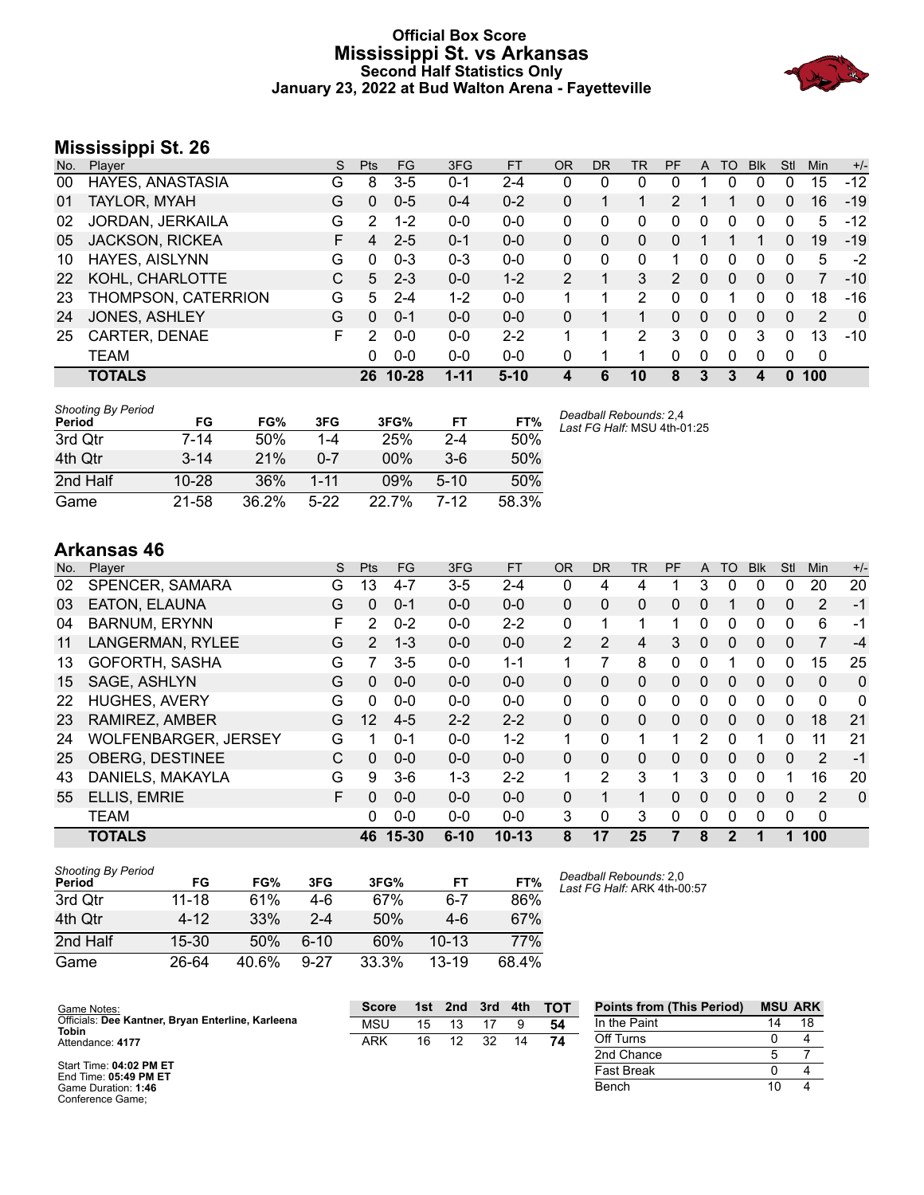# Official Box Score
# Mississippi St. vs Arkansas
### Second Half Statistics Only
### January 23, 2022 at Bud Walton Arena - Fayetteville

## Mississippi St. 26

| No. | Player | S | Pts | FG | 3FG | FT | OR | DR | TR | PF | A | TO | Blk | Stl | Min | +/- |
|---|---|---|---|---|---|---|---|---|---|---|---|---|---|---|---|---|
| 00 | HAYES, ANASTASIA | G | 8 | 3-5 | 0-1 | 2-4 | 0 | 0 | 0 | 0 | 1 | 0 | 0 | 0 | 15 | -12 |
| 01 | TAYLOR, MYAH | G | 0 | 0-5 | 0-4 | 0-2 | 0 | 1 | 1 | 2 | 1 | 1 | 0 | 0 | 16 | -19 |
| 02 | JORDAN, JERKAILA | G | 2 | 1-2 | 0-0 | 0-0 | 0 | 0 | 0 | 0 | 0 | 0 | 0 | 0 | 5 | -12 |
| 05 | JACKSON, RICKEA | F | 4 | 2-5 | 0-1 | 0-0 | 0 | 0 | 0 | 0 | 1 | 1 | 1 | 0 | 19 | -19 |
| 10 | HAYES, AISLYNN | G | 0 | 0-3 | 0-3 | 0-0 | 0 | 0 | 0 | 1 | 0 | 0 | 0 | 0 | 5 | -2 |
| 22 | KOHL, CHARLOTTE | C | 5 | 2-3 | 0-0 | 1-2 | 2 | 1 | 3 | 2 | 0 | 0 | 0 | 0 | 7 | -10 |
| 23 | THOMPSON, CATERRION | G | 5 | 2-4 | 1-2 | 0-0 | 1 | 1 | 2 | 0 | 0 | 1 | 0 | 0 | 18 | -16 |
| 24 | JONES, ASHLEY | G | 0 | 0-1 | 0-0 | 0-0 | 0 | 1 | 1 | 0 | 0 | 0 | 0 | 0 | 2 | 0 |
| 25 | CARTER, DENAE | F | 2 | 0-0 | 0-0 | 2-2 | 1 | 1 | 2 | 3 | 0 | 0 | 3 | 0 | 13 | -10 |
| | TEAM | | 0 | 0-0 | 0-0 | 0-0 | 0 | 1 | 1 | 0 | 0 | 0 | 0 | 0 | 0 | |
| | **TOTALS** | | **26** | **10-28** | **1-11** | **5-10** | **4** | **6** | **10** | **8** | **3** | **3** | **4** | **0** | **100** | |

*Shooting By Period*

| Period | FG | FG% | 3FG | 3FG% | FT | FT% |
|---|---|---|---|---|---|---|
| 3rd Qtr | 7-14 | 50% | 1-4 | 25% | 2-4 | 50% |
| 4th Qtr | 3-14 | 21% | 0-7 | 00% | 3-6 | 50% |
| 2nd Half | 10-28 | 36% | 1-11 | 09% | 5-10 | 50% |
| Game | 21-58 | 36.2% | 5-22 | 22.7% | 7-12 | 58.3% |

*Deadball Rebounds:* 2,4
*Last FG Half:* MSU 4th-01:25

## Arkansas 46

| No. | Player | S | Pts | FG | 3FG | FT | OR | DR | TR | PF | A | TO | Blk | Stl | Min | +/- |
|---|---|---|---|---|---|---|---|---|---|---|---|---|---|---|---|---|
| 02 | SPENCER, SAMARA | G | 13 | 4-7 | 3-5 | 2-4 | 0 | 4 | 4 | 1 | 3 | 0 | 0 | 0 | 20 | 20 |
| 03 | EATON, ELAUNA | G | 0 | 0-1 | 0-0 | 0-0 | 0 | 0 | 0 | 0 | 0 | 1 | 0 | 0 | 2 | -1 |
| 04 | BARNUM, ERYNN | F | 2 | 0-2 | 0-0 | 2-2 | 0 | 1 | 1 | 1 | 0 | 0 | 0 | 0 | 6 | -1 |
| 11 | LANGERMAN, RYLEE | G | 2 | 1-3 | 0-0 | 0-0 | 2 | 2 | 4 | 3 | 0 | 0 | 0 | 0 | 7 | -4 |
| 13 | GOFORTH, SASHA | G | 7 | 3-5 | 0-0 | 1-1 | 1 | 7 | 8 | 0 | 0 | 1 | 0 | 0 | 15 | 25 |
| 15 | SAGE, ASHLYN | G | 0 | 0-0 | 0-0 | 0-0 | 0 | 0 | 0 | 0 | 0 | 0 | 0 | 0 | 0 | 0 |
| 22 | HUGHES, AVERY | G | 0 | 0-0 | 0-0 | 0-0 | 0 | 0 | 0 | 0 | 0 | 0 | 0 | 0 | 0 | 0 |
| 23 | RAMIREZ, AMBER | G | 12 | 4-5 | 2-2 | 2-2 | 0 | 0 | 0 | 0 | 0 | 0 | 0 | 0 | 18 | 21 |
| 24 | WOLFENBARGER, JERSEY | G | 1 | 0-1 | 0-0 | 1-2 | 1 | 0 | 1 | 1 | 2 | 0 | 1 | 0 | 11 | 21 |
| 25 | OBERG, DESTINEE | C | 0 | 0-0 | 0-0 | 0-0 | 0 | 0 | 0 | 0 | 0 | 0 | 0 | 0 | 2 | -1 |
| 43 | DANIELS, MAKAYLA | G | 9 | 3-6 | 1-3 | 2-2 | 1 | 2 | 3 | 1 | 3 | 0 | 0 | 1 | 16 | 20 |
| 55 | ELLIS, EMRIE | F | 0 | 0-0 | 0-0 | 0-0 | 0 | 1 | 1 | 0 | 0 | 0 | 0 | 0 | 2 | 0 |
| | TEAM | | 0 | 0-0 | 0-0 | 0-0 | 3 | 0 | 3 | 0 | 0 | 0 | 0 | 0 | 0 | |
| | **TOTALS** | | **46** | **15-30** | **6-10** | **10-13** | **8** | **17** | **25** | **7** | **8** | **2** | **1** | **1** | **100** | |

*Shooting By Period*

| Period | FG | FG% | 3FG | 3FG% | FT | FT% |
|---|---|---|---|---|---|---|
| 3rd Qtr | 11-18 | 61% | 4-6 | 67% | 6-7 | 86% |
| 4th Qtr | 4-12 | 33% | 2-4 | 50% | 4-6 | 67% |
| 2nd Half | 15-30 | 50% | 6-10 | 60% | 10-13 | 77% |
| Game | 26-64 | 40.6% | 9-27 | 33.3% | 13-19 | 68.4% |

*Deadball Rebounds:* 2,0
*Last FG Half:* ARK 4th-00:57

Game Notes:
Officials: **Dee Kantner, Bryan Enterline, Karleena Tobin**
Attendance: **4177**

Start Time: **04:02 PM ET**
End Time: **05:49 PM ET**
Game Duration: **1:46**
Conference Game;

| Score | 1st | 2nd | 3rd | 4th | TOT |
|---|---|---|---|---|---|
| MSU | 15 | 13 | 17 | 9 | **54** |
| ARK | 16 | 12 | 32 | 14 | **74** |

| Points from (This Period) | MSU | ARK |
|---|---|---|
| In the Paint | 14 | 18 |
| Off Turns | 0 | 4 |
| 2nd Chance | 5 | 7 |
| Fast Break | 0 | 4 |
| Bench | 10 | 4 |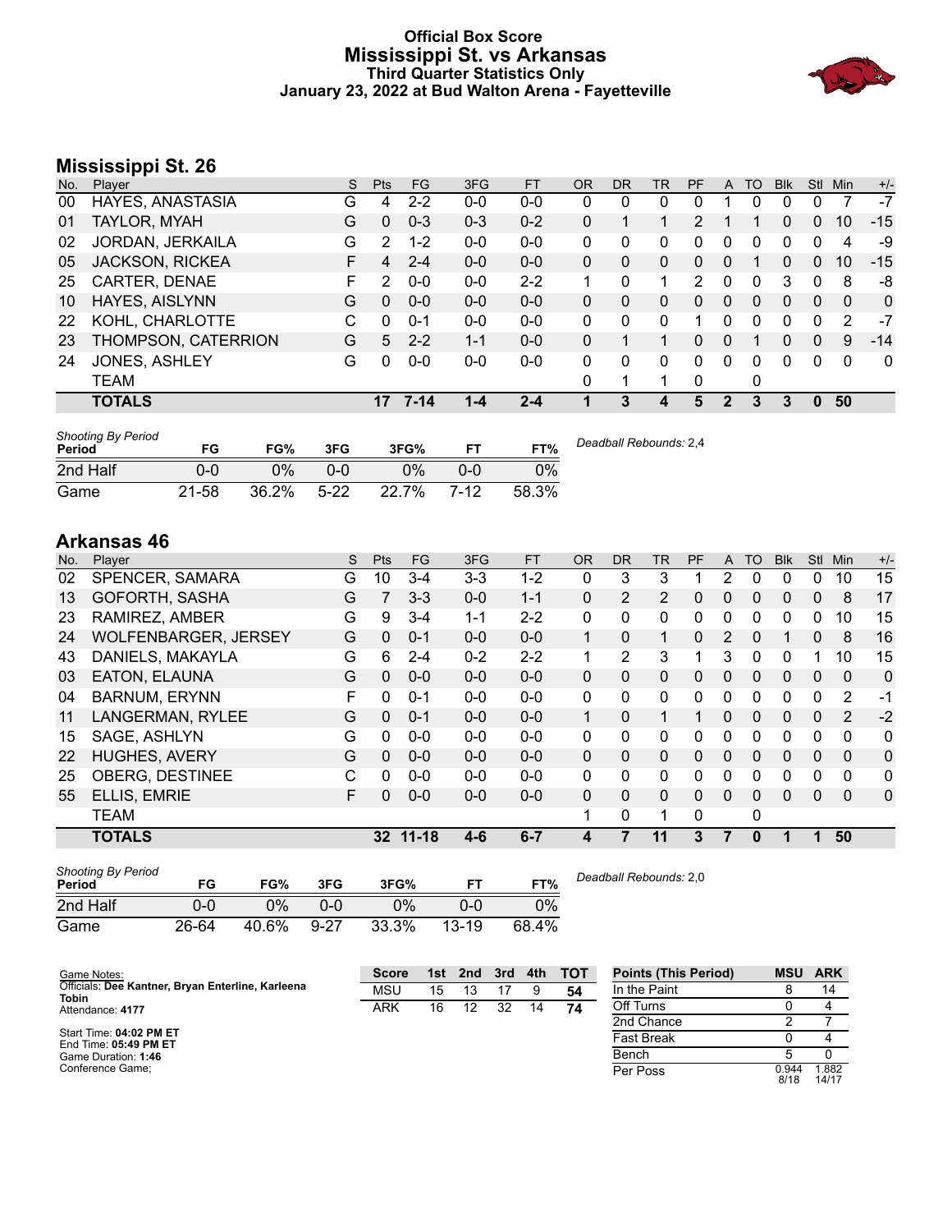# Official Box Score
## Mississippi St. vs Arkansas
### Third Quarter Statistics Only
### January 23, 2022 at Bud Walton Arena - Fayetteville

## Mississippi St. 26

| No. | Player | S | Pts | FG | 3FG | FT | OR | DR | TR | PF | A | TO | Blk | Stl | Min | +/- |
|---|---|---|---|---|---|---|---|---|---|---|---|---|---|---|---|---|
| 00 | HAYES, ANASTASIA | G | 4 | 2-2 | 0-0 | 0-0 | 0 | 0 | 0 | 0 | 1 | 0 | 0 | 0 | 7 | -7 |
| 01 | TAYLOR, MYAH | G | 0 | 0-3 | 0-3 | 0-2 | 0 | 1 | 1 | 2 | 1 | 1 | 0 | 0 | 10 | -15 |
| 02 | JORDAN, JERKAILA | G | 2 | 1-2 | 0-0 | 0-0 | 0 | 0 | 0 | 0 | 0 | 0 | 0 | 0 | 4 | -9 |
| 05 | JACKSON, RICKEA | F | 4 | 2-4 | 0-0 | 0-0 | 0 | 0 | 0 | 0 | 0 | 1 | 0 | 0 | 10 | -15 |
| 25 | CARTER, DENAE | F | 2 | 0-0 | 0-0 | 2-2 | 1 | 0 | 1 | 2 | 0 | 0 | 3 | 0 | 8 | -8 |
| 10 | HAYES, AISLYNN | G | 0 | 0-0 | 0-0 | 0-0 | 0 | 0 | 0 | 0 | 0 | 0 | 0 | 0 | 0 | 0 |
| 22 | KOHL, CHARLOTTE | C | 0 | 0-1 | 0-0 | 0-0 | 0 | 0 | 0 | 1 | 0 | 0 | 0 | 0 | 2 | -7 |
| 23 | THOMPSON, CATERRION | G | 5 | 2-2 | 1-1 | 0-0 | 0 | 1 | 1 | 0 | 0 | 1 | 0 | 0 | 9 | -14 |
| 24 | JONES, ASHLEY | G | 0 | 0-0 | 0-0 | 0-0 | 0 | 0 | 0 | 0 | 0 | 0 | 0 | 0 | 0 | 0 |
| | TEAM | | | | | | 0 | 1 | 1 | 0 | | 0 | | | | |
| | **TOTALS** | | **17** | **7-14** | **1-4** | **2-4** | **1** | **3** | **4** | **5** | **2** | **3** | **3** | **0** | **50** | |

*Shooting By Period*

| Period | FG | FG% | 3FG | 3FG% | FT | FT% |
|---|---|---|---|---|---|---|
| 2nd Half | 0-0 | 0% | 0-0 | 0% | 0-0 | 0% |
| Game | 21-58 | 36.2% | 5-22 | 22.7% | 7-12 | 58.3% |

*Deadball Rebounds:* 2,4

## Arkansas 46

| No. | Player | S | Pts | FG | 3FG | FT | OR | DR | TR | PF | A | TO | Blk | Stl | Min | +/- |
|---|---|---|---|---|---|---|---|---|---|---|---|---|---|---|---|---|
| 02 | SPENCER, SAMARA | G | 10 | 3-4 | 3-3 | 1-2 | 0 | 3 | 3 | 1 | 2 | 0 | 0 | 0 | 10 | 15 |
| 13 | GOFORTH, SASHA | G | 7 | 3-3 | 0-0 | 1-1 | 0 | 2 | 2 | 0 | 0 | 0 | 0 | 0 | 8 | 17 |
| 23 | RAMIREZ, AMBER | G | 9 | 3-4 | 1-1 | 2-2 | 0 | 0 | 0 | 0 | 0 | 0 | 0 | 0 | 10 | 15 |
| 24 | WOLFENBARGER, JERSEY | G | 0 | 0-1 | 0-0 | 0-0 | 1 | 0 | 1 | 0 | 2 | 0 | 1 | 0 | 8 | 16 |
| 43 | DANIELS, MAKAYLA | G | 6 | 2-4 | 0-2 | 2-2 | 1 | 2 | 3 | 1 | 3 | 0 | 0 | 1 | 10 | 15 |
| 03 | EATON, ELAUNA | G | 0 | 0-0 | 0-0 | 0-0 | 0 | 0 | 0 | 0 | 0 | 0 | 0 | 0 | 0 | 0 |
| 04 | BARNUM, ERYNN | F | 0 | 0-1 | 0-0 | 0-0 | 0 | 0 | 0 | 0 | 0 | 0 | 0 | 0 | 2 | -1 |
| 11 | LANGERMAN, RYLEE | G | 0 | 0-1 | 0-0 | 0-0 | 1 | 0 | 1 | 1 | 0 | 0 | 0 | 0 | 2 | -2 |
| 15 | SAGE, ASHLYN | G | 0 | 0-0 | 0-0 | 0-0 | 0 | 0 | 0 | 0 | 0 | 0 | 0 | 0 | 0 | 0 |
| 22 | HUGHES, AVERY | G | 0 | 0-0 | 0-0 | 0-0 | 0 | 0 | 0 | 0 | 0 | 0 | 0 | 0 | 0 | 0 |
| 25 | OBERG, DESTINEE | C | 0 | 0-0 | 0-0 | 0-0 | 0 | 0 | 0 | 0 | 0 | 0 | 0 | 0 | 0 | 0 |
| 55 | ELLIS, EMRIE | F | 0 | 0-0 | 0-0 | 0-0 | 0 | 0 | 0 | 0 | 0 | 0 | 0 | 0 | 0 | 0 |
| | TEAM | | | | | | 1 | 0 | 1 | 0 | | 0 | | | | |
| | **TOTALS** | | **32** | **11-18** | **4-6** | **6-7** | **4** | **7** | **11** | **3** | **7** | **0** | **1** | **1** | **50** | |

*Shooting By Period*

| Period | FG | FG% | 3FG | 3FG% | FT | FT% |
|---|---|---|---|---|---|---|
| 2nd Half | 0-0 | 0% | 0-0 | 0% | 0-0 | 0% |
| Game | 26-64 | 40.6% | 9-27 | 33.3% | 13-19 | 68.4% |

*Deadball Rebounds:* 2,0

Game Notes:
Officials: **Dee Kantner, Bryan Enterline, Karleena Tobin**
Attendance: **4177**

Start Time: **04:02 PM ET**
End Time: **05:49 PM ET**
Game Duration: **1:46**
Conference Game;

| Score | 1st | 2nd | 3rd | 4th | TOT |
|---|---|---|---|---|---|
| MSU | 15 | 13 | 17 | 9 | **54** |
| ARK | 16 | 12 | 32 | 14 | **74** |

| Points (This Period) | MSU | ARK |
|---|---|---|
| In the Paint | 8 | 14 |
| Off Turns | 0 | 4 |
| 2nd Chance | 2 | 7 |
| Fast Break | 0 | 4 |
| Bench | 5 | 0 |
| Per Poss | 0.944 8/18 | 1.882 14/17 |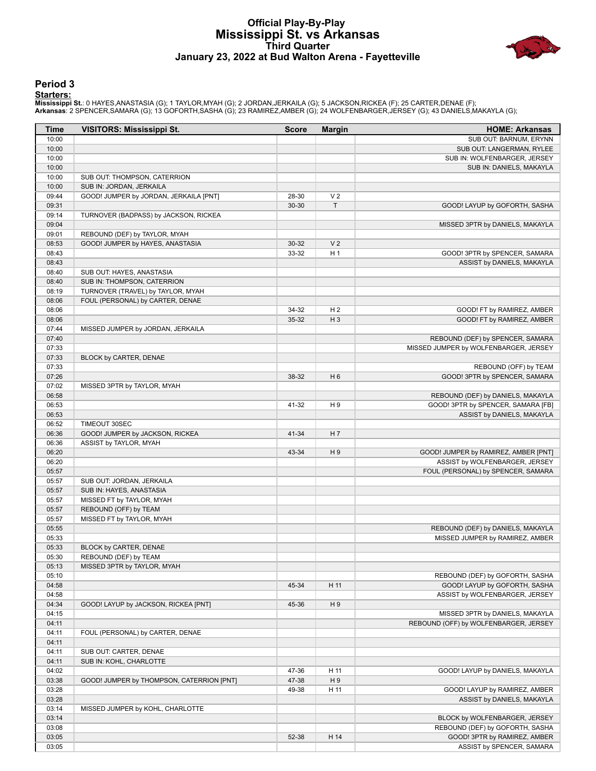# Official Play-By-Play
# Mississippi St. vs Arkansas
## Third Quarter
### January 23, 2022 at Bud Walton Arena - Fayetteville

## Period 3

**Starters:**

**Mississippi St.**: 0 HAYES,ANASTASIA (G); 1 TAYLOR,MYAH (G); 2 JORDAN,JERKAILA (G); 5 JACKSON,RICKEA (F); 25 CARTER,DENAE (F);
**Arkansas**: 2 SPENCER,SAMARA (G); 13 GOFORTH,SASHA (G); 23 RAMIREZ,AMBER (G); 24 WOLFENBARGER,JERSEY (G); 43 DANIELS,MAKAYLA (G);

| Time | VISITORS: Mississippi St. | Score | Margin | HOME: Arkansas |
|---|---|---|---|---|
| 10:00 | | | | SUB OUT: BARNUM, ERYNN |
| 10:00 | | | | SUB OUT: LANGERMAN, RYLEE |
| 10:00 | | | | SUB IN: WOLFENBARGER, JERSEY |
| 10:00 | | | | SUB IN: DANIELS, MAKAYLA |
| 10:00 | SUB OUT: THOMPSON, CATERRION | | | |
| 10:00 | SUB IN: JORDAN, JERKAILA | | | |
| 09:44 | GOOD! JUMPER by JORDAN, JERKAILA [PNT] | 28-30 | V 2 | |
| 09:31 | | 30-30 | T | GOOD! LAYUP by GOFORTH, SASHA |
| 09:14 | TURNOVER (BADPASS) by JACKSON, RICKEA | | | |
| 09:04 | | | | MISSED 3PTR by DANIELS, MAKAYLA |
| 09:01 | REBOUND (DEF) by TAYLOR, MYAH | | | |
| 08:53 | GOOD! JUMPER by HAYES, ANASTASIA | 30-32 | V 2 | |
| 08:43 | | 33-32 | H 1 | GOOD! 3PTR by SPENCER, SAMARA |
| 08:43 | | | | ASSIST by DANIELS, MAKAYLA |
| 08:40 | SUB OUT: HAYES, ANASTASIA | | | |
| 08:40 | SUB IN: THOMPSON, CATERRION | | | |
| 08:19 | TURNOVER (TRAVEL) by TAYLOR, MYAH | | | |
| 08:06 | FOUL (PERSONAL) by CARTER, DENAE | | | |
| 08:06 | | 34-32 | H 2 | GOOD! FT by RAMIREZ, AMBER |
| 08:06 | | 35-32 | H 3 | GOOD! FT by RAMIREZ, AMBER |
| 07:44 | MISSED JUMPER by JORDAN, JERKAILA | | | |
| 07:40 | | | | REBOUND (DEF) by SPENCER, SAMARA |
| 07:33 | | | | MISSED JUMPER by WOLFENBARGER, JERSEY |
| 07:33 | BLOCK by CARTER, DENAE | | | |
| 07:33 | | | | REBOUND (OFF) by TEAM |
| 07:26 | | 38-32 | H 6 | GOOD! 3PTR by SPENCER, SAMARA |
| 07:02 | MISSED 3PTR by TAYLOR, MYAH | | | |
| 06:58 | | | | REBOUND (DEF) by DANIELS, MAKAYLA |
| 06:53 | | 41-32 | H 9 | GOOD! 3PTR by SPENCER, SAMARA [FB] |
| 06:53 | | | | ASSIST by DANIELS, MAKAYLA |
| 06:52 | TIMEOUT 30SEC | | | |
| 06:36 | GOOD! JUMPER by JACKSON, RICKEA | 41-34 | H 7 | |
| 06:36 | ASSIST by TAYLOR, MYAH | | | |
| 06:20 | | 43-34 | H 9 | GOOD! JUMPER by RAMIREZ, AMBER [PNT] |
| 06:20 | | | | ASSIST by WOLFENBARGER, JERSEY |
| 05:57 | | | | FOUL (PERSONAL) by SPENCER, SAMARA |
| 05:57 | SUB OUT: JORDAN, JERKAILA | | | |
| 05:57 | SUB IN: HAYES, ANASTASIA | | | |
| 05:57 | MISSED FT by TAYLOR, MYAH | | | |
| 05:57 | REBOUND (OFF) by TEAM | | | |
| 05:57 | MISSED FT by TAYLOR, MYAH | | | |
| 05:55 | | | | REBOUND (DEF) by DANIELS, MAKAYLA |
| 05:33 | | | | MISSED JUMPER by RAMIREZ, AMBER |
| 05:33 | BLOCK by CARTER, DENAE | | | |
| 05:30 | REBOUND (DEF) by TEAM | | | |
| 05:13 | MISSED 3PTR by TAYLOR, MYAH | | | |
| 05:10 | | | | REBOUND (DEF) by GOFORTH, SASHA |
| 04:58 | | 45-34 | H 11 | GOOD! LAYUP by GOFORTH, SASHA |
| 04:58 | | | | ASSIST by WOLFENBARGER, JERSEY |
| 04:34 | GOOD! LAYUP by JACKSON, RICKEA [PNT] | 45-36 | H 9 | |
| 04:15 | | | | MISSED 3PTR by DANIELS, MAKAYLA |
| 04:11 | | | | REBOUND (OFF) by WOLFENBARGER, JERSEY |
| 04:11 | FOUL (PERSONAL) by CARTER, DENAE | | | |
| 04:11 | | | | |
| 04:11 | SUB OUT: CARTER, DENAE | | | |
| 04:11 | SUB IN: KOHL, CHARLOTTE | | | |
| 04:02 | | 47-36 | H 11 | GOOD! LAYUP by DANIELS, MAKAYLA |
| 03:38 | GOOD! JUMPER by THOMPSON, CATERRION [PNT] | 47-38 | H 9 | |
| 03:28 | | 49-38 | H 11 | GOOD! LAYUP by RAMIREZ, AMBER |
| 03:28 | | | | ASSIST by DANIELS, MAKAYLA |
| 03:14 | MISSED JUMPER by KOHL, CHARLOTTE | | | |
| 03:14 | | | | BLOCK by WOLFENBARGER, JERSEY |
| 03:08 | | | | REBOUND (DEF) by GOFORTH, SASHA |
| 03:05 | | 52-38 | H 14 | GOOD! 3PTR by RAMIREZ, AMBER |
| 03:05 | | | | ASSIST by SPENCER, SAMARA |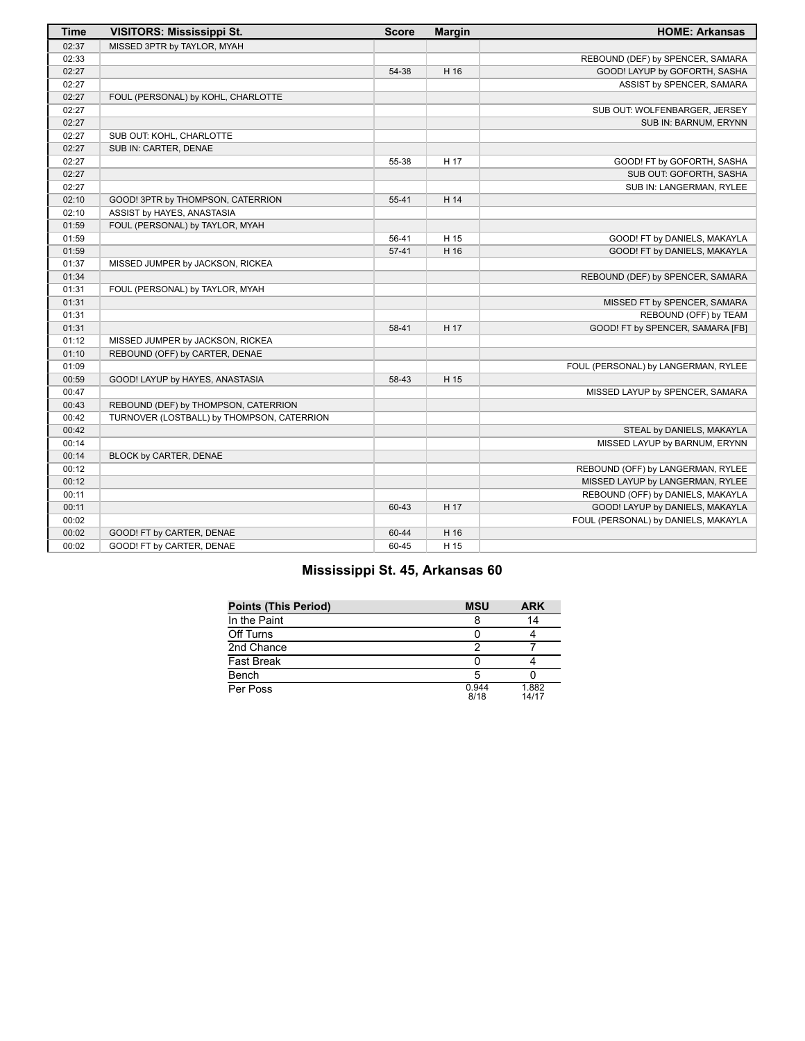| Time | VISITORS: Mississippi St. | Score | Margin | HOME: Arkansas |
|---|---|---|---|---|
| 02:37 | MISSED 3PTR by TAYLOR, MYAH | | | |
| 02:33 | | | | REBOUND (DEF) by SPENCER, SAMARA |
| 02:27 | | 54-38 | H 16 | GOOD! LAYUP by GOFORTH, SASHA |
| 02:27 | | | | ASSIST by SPENCER, SAMARA |
| 02:27 | FOUL (PERSONAL) by KOHL, CHARLOTTE | | | |
| 02:27 | | | | SUB OUT: WOLFENBARGER, JERSEY |
| 02:27 | | | | SUB IN: BARNUM, ERYNN |
| 02:27 | SUB OUT: KOHL, CHARLOTTE | | | |
| 02:27 | SUB IN: CARTER, DENAE | | | |
| 02:27 | | 55-38 | H 17 | GOOD! FT by GOFORTH, SASHA |
| 02:27 | | | | SUB OUT: GOFORTH, SASHA |
| 02:27 | | | | SUB IN: LANGERMAN, RYLEE |
| 02:10 | GOOD! 3PTR by THOMPSON, CATERRION | 55-41 | H 14 | |
| 02:10 | ASSIST by HAYES, ANASTASIA | | | |
| 01:59 | FOUL (PERSONAL) by TAYLOR, MYAH | | | |
| 01:59 | | 56-41 | H 15 | GOOD! FT by DANIELS, MAKAYLA |
| 01:59 | | 57-41 | H 16 | GOOD! FT by DANIELS, MAKAYLA |
| 01:37 | MISSED JUMPER by JACKSON, RICKEA | | | |
| 01:34 | | | | REBOUND (DEF) by SPENCER, SAMARA |
| 01:31 | FOUL (PERSONAL) by TAYLOR, MYAH | | | |
| 01:31 | | | | MISSED FT by SPENCER, SAMARA |
| 01:31 | | | | REBOUND (OFF) by TEAM |
| 01:31 | | 58-41 | H 17 | GOOD! FT by SPENCER, SAMARA [FB] |
| 01:12 | MISSED JUMPER by JACKSON, RICKEA | | | |
| 01:10 | REBOUND (OFF) by CARTER, DENAE | | | |
| 01:09 | | | | FOUL (PERSONAL) by LANGERMAN, RYLEE |
| 00:59 | GOOD! LAYUP by HAYES, ANASTASIA | 58-43 | H 15 | |
| 00:47 | | | | MISSED LAYUP by SPENCER, SAMARA |
| 00:43 | REBOUND (DEF) by THOMPSON, CATERRION | | | |
| 00:42 | TURNOVER (LOSTBALL) by THOMPSON, CATERRION | | | |
| 00:42 | | | | STEAL by DANIELS, MAKAYLA |
| 00:14 | | | | MISSED LAYUP by BARNUM, ERYNN |
| 00:14 | BLOCK by CARTER, DENAE | | | |
| 00:12 | | | | REBOUND (OFF) by LANGERMAN, RYLEE |
| 00:12 | | | | MISSED LAYUP by LANGERMAN, RYLEE |
| 00:11 | | | | REBOUND (OFF) by DANIELS, MAKAYLA |
| 00:11 | | 60-43 | H 17 | GOOD! LAYUP by DANIELS, MAKAYLA |
| 00:02 | | | | FOUL (PERSONAL) by DANIELS, MAKAYLA |
| 00:02 | GOOD! FT by CARTER, DENAE | 60-44 | H 16 | |
| 00:02 | GOOD! FT by CARTER, DENAE | 60-45 | H 15 | |

## Mississippi St. 45, Arkansas 60

| Points (This Period) | MSU | ARK |
|---|---|---|
| In the Paint | 8 | 14 |
| Off Turns | 0 | 4 |
| 2nd Chance | 2 | 7 |
| Fast Break | 0 | 4 |
| Bench | 5 | 0 |
| Per Poss | 0.944 8/18 | 1.882 14/17 |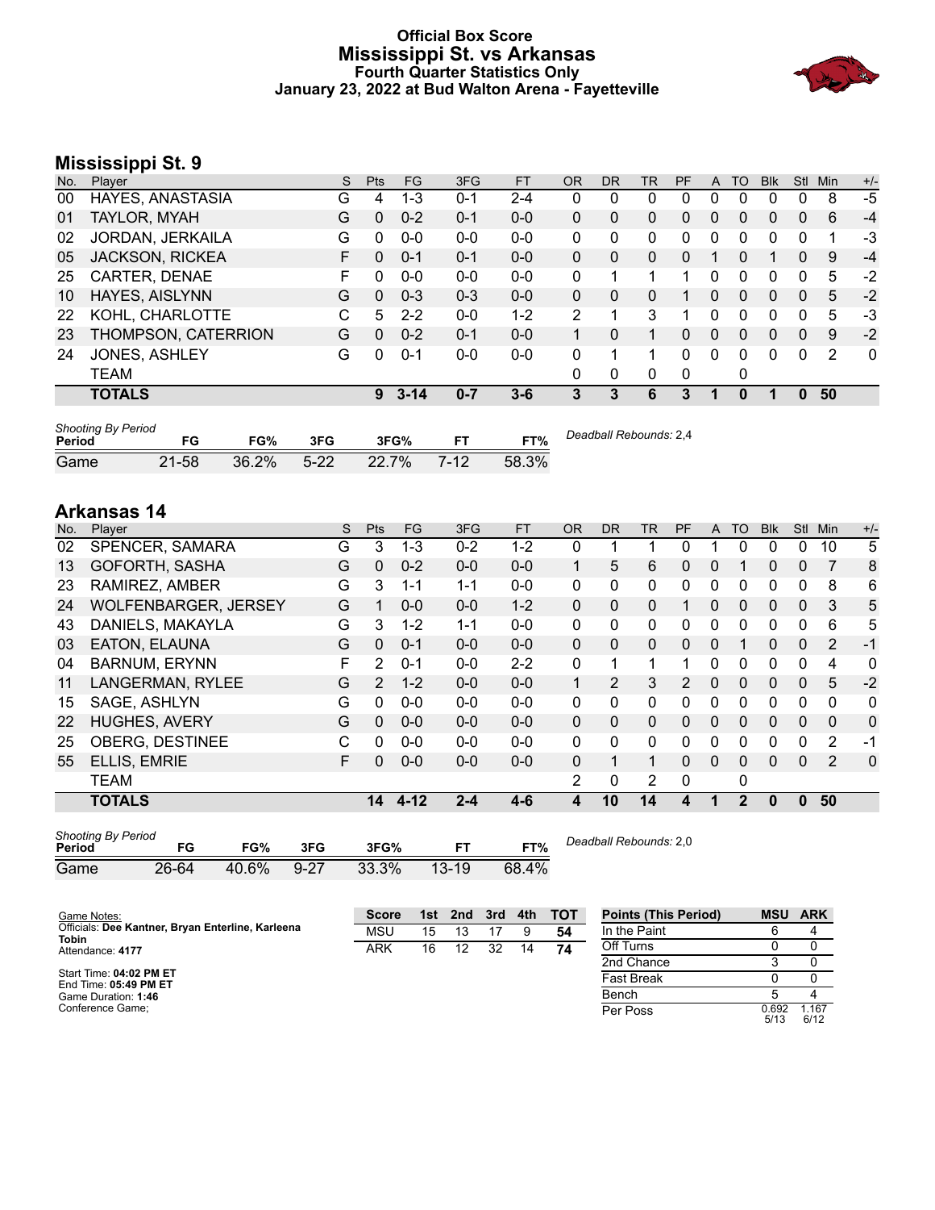# Official Box Score
## Mississippi St. vs Arkansas
### Fourth Quarter Statistics Only
### January 23, 2022 at Bud Walton Arena - Fayetteville

## Mississippi St. 9

| No. | Player | S | Pts | FG | 3FG | FT | OR | DR | TR | PF | A | TO | Blk | Stl | Min | +/- |
|---|---|---|---|---|---|---|---|---|---|---|---|---|---|---|---|---|
| 00 | HAYES, ANASTASIA | G | 4 | 1-3 | 0-1 | 2-4 | 0 | 0 | 0 | 0 | 0 | 0 | 0 | 0 | 8 | -5 |
| 01 | TAYLOR, MYAH | G | 0 | 0-2 | 0-1 | 0-0 | 0 | 0 | 0 | 0 | 0 | 0 | 0 | 0 | 6 | -4 |
| 02 | JORDAN, JERKAILA | G | 0 | 0-0 | 0-0 | 0-0 | 0 | 0 | 0 | 0 | 0 | 0 | 0 | 0 | 1 | -3 |
| 05 | JACKSON, RICKEA | F | 0 | 0-1 | 0-1 | 0-0 | 0 | 0 | 0 | 0 | 1 | 0 | 1 | 0 | 9 | -4 |
| 25 | CARTER, DENAE | F | 0 | 0-0 | 0-0 | 0-0 | 0 | 1 | 1 | 1 | 0 | 0 | 0 | 0 | 5 | -2 |
| 10 | HAYES, AISLYNN | G | 0 | 0-3 | 0-3 | 0-0 | 0 | 0 | 0 | 1 | 0 | 0 | 0 | 0 | 5 | -2 |
| 22 | KOHL, CHARLOTTE | C | 5 | 2-2 | 0-0 | 1-2 | 2 | 1 | 3 | 1 | 0 | 0 | 0 | 0 | 5 | -3 |
| 23 | THOMPSON, CATERRION | G | 0 | 0-2 | 0-1 | 0-0 | 1 | 0 | 1 | 0 | 0 | 0 | 0 | 0 | 9 | -2 |
| 24 | JONES, ASHLEY | G | 0 | 0-1 | 0-0 | 0-0 | 0 | 1 | 1 | 0 | 0 | 0 | 0 | 0 | 2 | 0 |
| | TEAM | | | | | | 0 | 0 | 0 | 0 | | 0 | | | | |
| | **TOTALS** | | **9** | **3-14** | **0-7** | **3-6** | **3** | **3** | **6** | **3** | **1** | **0** | **1** | **0** | **50** | |

*Shooting By Period*

| Period | FG | FG% | 3FG | 3FG% | FT | FT% |
|---|---|---|---|---|---|---|
| Game | 21-58 | 36.2% | 5-22 | 22.7% | 7-12 | 58.3% |

*Deadball Rebounds:* 2,4

## Arkansas 14

| No. | Player | S | Pts | FG | 3FG | FT | OR | DR | TR | PF | A | TO | Blk | Stl | Min | +/- |
|---|---|---|---|---|---|---|---|---|---|---|---|---|---|---|---|---|
| 02 | SPENCER, SAMARA | G | 3 | 1-3 | 0-2 | 1-2 | 0 | 1 | 1 | 0 | 1 | 0 | 0 | 0 | 10 | 5 |
| 13 | GOFORTH, SASHA | G | 0 | 0-2 | 0-0 | 0-0 | 1 | 5 | 6 | 0 | 0 | 1 | 0 | 0 | 7 | 8 |
| 23 | RAMIREZ, AMBER | G | 3 | 1-1 | 1-1 | 0-0 | 0 | 0 | 0 | 0 | 0 | 0 | 0 | 0 | 8 | 6 |
| 24 | WOLFENBARGER, JERSEY | G | 1 | 0-0 | 0-0 | 1-2 | 0 | 0 | 0 | 1 | 0 | 0 | 0 | 0 | 3 | 5 |
| 43 | DANIELS, MAKAYLA | G | 3 | 1-2 | 1-1 | 0-0 | 0 | 0 | 0 | 0 | 0 | 0 | 0 | 0 | 6 | 5 |
| 03 | EATON, ELAUNA | G | 0 | 0-1 | 0-0 | 0-0 | 0 | 0 | 0 | 0 | 0 | 1 | 0 | 0 | 2 | -1 |
| 04 | BARNUM, ERYNN | F | 2 | 0-1 | 0-0 | 2-2 | 0 | 1 | 1 | 1 | 0 | 0 | 0 | 0 | 4 | 0 |
| 11 | LANGERMAN, RYLEE | G | 2 | 1-2 | 0-0 | 0-0 | 1 | 2 | 3 | 2 | 0 | 0 | 0 | 0 | 5 | -2 |
| 15 | SAGE, ASHLYN | G | 0 | 0-0 | 0-0 | 0-0 | 0 | 0 | 0 | 0 | 0 | 0 | 0 | 0 | 0 | 0 |
| 22 | HUGHES, AVERY | G | 0 | 0-0 | 0-0 | 0-0 | 0 | 0 | 0 | 0 | 0 | 0 | 0 | 0 | 0 | 0 |
| 25 | OBERG, DESTINEE | C | 0 | 0-0 | 0-0 | 0-0 | 0 | 0 | 0 | 0 | 0 | 0 | 0 | 0 | 2 | -1 |
| 55 | ELLIS, EMRIE | F | 0 | 0-0 | 0-0 | 0-0 | 0 | 1 | 1 | 0 | 0 | 0 | 0 | 0 | 2 | 0 |
| | TEAM | | | | | | 2 | 0 | 2 | 0 | | 0 | | | | |
| | **TOTALS** | | **14** | **4-12** | **2-4** | **4-6** | **4** | **10** | **14** | **4** | **1** | **2** | **0** | **0** | **50** | |

*Shooting By Period*

| Period | FG | FG% | 3FG | 3FG% | FT | FT% |
|---|---|---|---|---|---|---|
| Game | 26-64 | 40.6% | 9-27 | 33.3% | 13-19 | 68.4% |

*Deadball Rebounds:* 2,0

Game Notes:
Officials: **Dee Kantner, Bryan Enterline, Karleena Tobin**
Attendance: **4177**

Start Time: **04:02 PM ET**
End Time: **05:49 PM ET**
Game Duration: **1:46**
Conference Game;

| Score | 1st | 2nd | 3rd | 4th | TOT |
|---|---|---|---|---|---|
| MSU | 15 | 13 | 17 | 9 | 54 |
| ARK | 16 | 12 | 32 | 14 | 74 |

| Points (This Period) | MSU | ARK |
|---|---|---|
| In the Paint | 6 | 4 |
| Off Turns | 0 | 0 |
| 2nd Chance | 3 | 0 |
| Fast Break | 0 | 0 |
| Bench | 5 | 4 |
| Per Poss | 0.692 5/13 | 1.167 6/12 |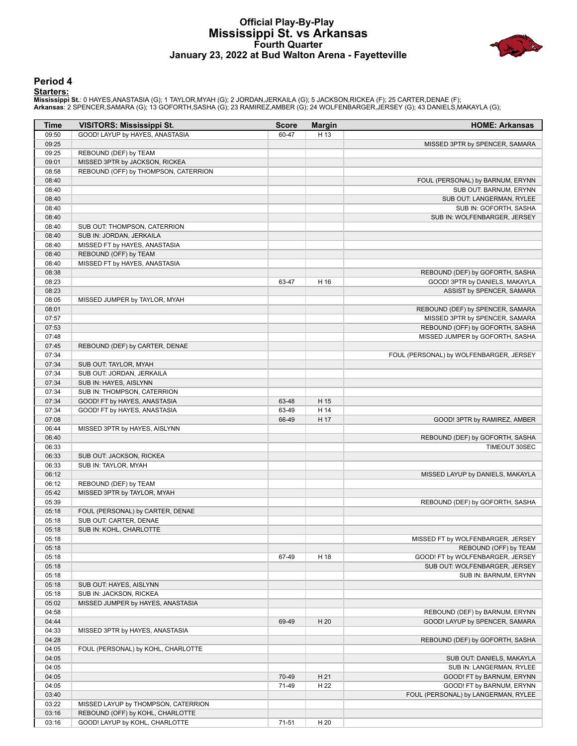# Official Play-By-Play
## Mississippi St. vs Arkansas
### Fourth Quarter
### January 23, 2022 at Bud Walton Arena - Fayetteville

## Period 4

**Starters:**

**Mississippi St.**: 0 HAYES,ANASTASIA (G); 1 TAYLOR,MYAH (G); 2 JORDAN,JERKAILA (G); 5 JACKSON,RICKEA (F); 25 CARTER,DENAE (F);
**Arkansas**: 2 SPENCER,SAMARA (G); 13 GOFORTH,SASHA (G); 23 RAMIREZ,AMBER (G); 24 WOLFENBARGER,JERSEY (G); 43 DANIELS,MAKAYLA (G);

| Time | VISITORS: Mississippi St. | Score | Margin | HOME: Arkansas |
|---|---|---|---|---|
| 09:50 | GOOD! LAYUP by HAYES, ANASTASIA | 60-47 | H 13 | |
| 09:25 | | | | MISSED 3PTR by SPENCER, SAMARA |
| 09:25 | REBOUND (DEF) by TEAM | | | |
| 09:01 | MISSED 3PTR by JACKSON, RICKEA | | | |
| 08:58 | REBOUND (OFF) by THOMPSON, CATERRION | | | |
| 08:40 | | | | FOUL (PERSONAL) by BARNUM, ERYNN |
| 08:40 | | | | SUB OUT: BARNUM, ERYNN |
| 08:40 | | | | SUB OUT: LANGERMAN, RYLEE |
| 08:40 | | | | SUB IN: GOFORTH, SASHA |
| 08:40 | | | | SUB IN: WOLFENBARGER, JERSEY |
| 08:40 | SUB OUT: THOMPSON, CATERRION | | | |
| 08:40 | SUB IN: JORDAN, JERKAILA | | | |
| 08:40 | MISSED FT by HAYES, ANASTASIA | | | |
| 08:40 | REBOUND (OFF) by TEAM | | | |
| 08:40 | MISSED FT by HAYES, ANASTASIA | | | |
| 08:38 | | | | REBOUND (DEF) by GOFORTH, SASHA |
| 08:23 | | 63-47 | H 16 | GOOD! 3PTR by DANIELS, MAKAYLA |
| 08:23 | | | | ASSIST by SPENCER, SAMARA |
| 08:05 | MISSED JUMPER by TAYLOR, MYAH | | | |
| 08:01 | | | | REBOUND (DEF) by SPENCER, SAMARA |
| 07:57 | | | | MISSED 3PTR by SPENCER, SAMARA |
| 07:53 | | | | REBOUND (OFF) by GOFORTH, SASHA |
| 07:48 | | | | MISSED JUMPER by GOFORTH, SASHA |
| 07:45 | REBOUND (DEF) by CARTER, DENAE | | | |
| 07:34 | | | | FOUL (PERSONAL) by WOLFENBARGER, JERSEY |
| 07:34 | SUB OUT: TAYLOR, MYAH | | | |
| 07:34 | SUB OUT: JORDAN, JERKAILA | | | |
| 07:34 | SUB IN: HAYES, AISLYNN | | | |
| 07:34 | SUB IN: THOMPSON, CATERRION | | | |
| 07:34 | GOOD! FT by HAYES, ANASTASIA | 63-48 | H 15 | |
| 07:34 | GOOD! FT by HAYES, ANASTASIA | 63-49 | H 14 | |
| 07:08 | | 66-49 | H 17 | GOOD! 3PTR by RAMIREZ, AMBER |
| 06:44 | MISSED 3PTR by HAYES, AISLYNN | | | |
| 06:40 | | | | REBOUND (DEF) by GOFORTH, SASHA |
| 06:33 | | | | TIMEOUT 30SEC |
| 06:33 | SUB OUT: JACKSON, RICKEA | | | |
| 06:33 | SUB IN: TAYLOR, MYAH | | | |
| 06:12 | | | | MISSED LAYUP by DANIELS, MAKAYLA |
| 06:12 | REBOUND (DEF) by TEAM | | | |
| 05:42 | MISSED 3PTR by TAYLOR, MYAH | | | |
| 05:39 | | | | REBOUND (DEF) by GOFORTH, SASHA |
| 05:18 | FOUL (PERSONAL) by CARTER, DENAE | | | |
| 05:18 | SUB OUT: CARTER, DENAE | | | |
| 05:18 | SUB IN: KOHL, CHARLOTTE | | | |
| 05:18 | | | | MISSED FT by WOLFENBARGER, JERSEY |
| 05:18 | | | | REBOUND (OFF) by TEAM |
| 05:18 | | 67-49 | H 18 | GOOD! FT by WOLFENBARGER, JERSEY |
| 05:18 | | | | SUB OUT: WOLFENBARGER, JERSEY |
| 05:18 | | | | SUB IN: BARNUM, ERYNN |
| 05:18 | SUB OUT: HAYES, AISLYNN | | | |
| 05:18 | SUB IN: JACKSON, RICKEA | | | |
| 05:02 | MISSED JUMPER by HAYES, ANASTASIA | | | |
| 04:58 | | | | REBOUND (DEF) by BARNUM, ERYNN |
| 04:44 | | 69-49 | H 20 | GOOD! LAYUP by SPENCER, SAMARA |
| 04:33 | MISSED 3PTR by HAYES, ANASTASIA | | | |
| 04:28 | | | | REBOUND (DEF) by GOFORTH, SASHA |
| 04:05 | FOUL (PERSONAL) by KOHL, CHARLOTTE | | | |
| 04:05 | | | | SUB OUT: DANIELS, MAKAYLA |
| 04:05 | | | | SUB IN: LANGERMAN, RYLEE |
| 04:05 | | 70-49 | H 21 | GOOD! FT by BARNUM, ERYNN |
| 04:05 | | 71-49 | H 22 | GOOD! FT by BARNUM, ERYNN |
| 03:40 | | | | FOUL (PERSONAL) by LANGERMAN, RYLEE |
| 03:22 | MISSED LAYUP by THOMPSON, CATERRION | | | |
| 03:16 | REBOUND (OFF) by KOHL, CHARLOTTE | | | |
| 03:16 | GOOD! LAYUP by KOHL, CHARLOTTE | 71-51 | H 20 | |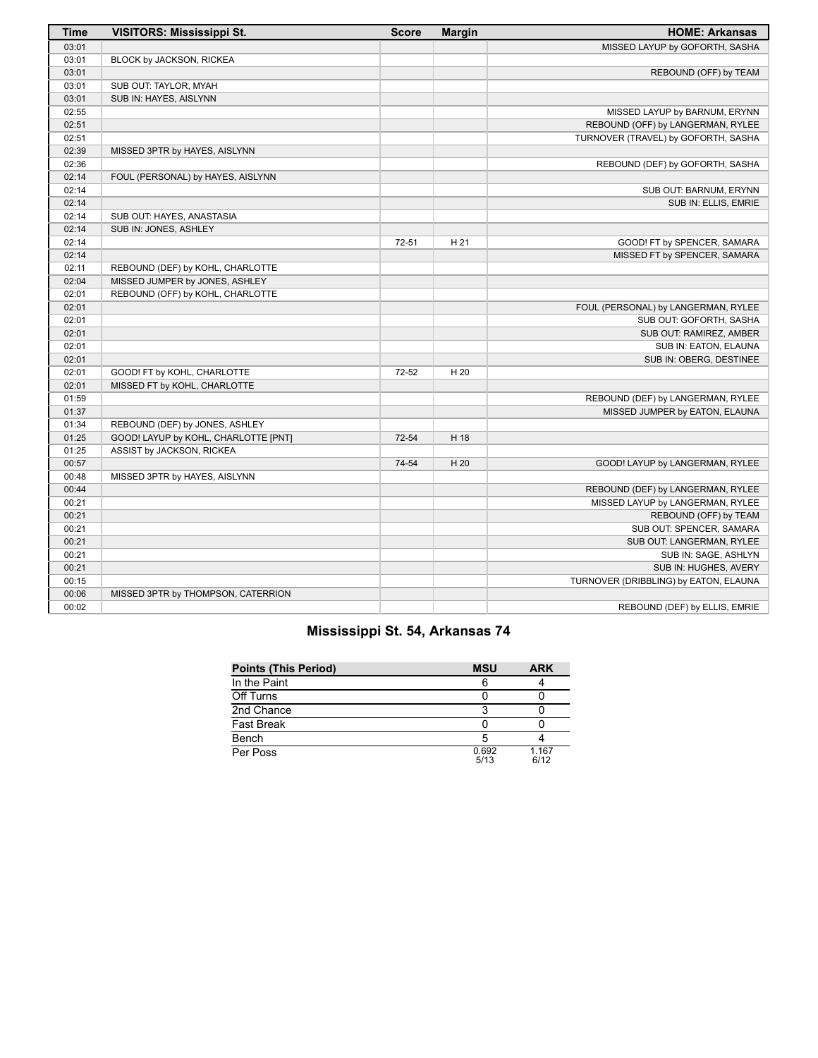| Time | VISITORS: Mississippi St. | Score | Margin | HOME: Arkansas |
| --- | --- | --- | --- | --- |
| 03:01 | | | | MISSED LAYUP by GOFORTH, SASHA |
| 03:01 | BLOCK by JACKSON, RICKEA | | | |
| 03:01 | | | | REBOUND (OFF) by TEAM |
| 03:01 | SUB OUT: TAYLOR, MYAH | | | |
| 03:01 | SUB IN: HAYES, AISLYNN | | | |
| 02:55 | | | | MISSED LAYUP by BARNUM, ERYNN |
| 02:51 | | | | REBOUND (OFF) by LANGERMAN, RYLEE |
| 02:51 | | | | TURNOVER (TRAVEL) by GOFORTH, SASHA |
| 02:39 | MISSED 3PTR by HAYES, AISLYNN | | | |
| 02:36 | | | | REBOUND (DEF) by GOFORTH, SASHA |
| 02:14 | FOUL (PERSONAL) by HAYES, AISLYNN | | | |
| 02:14 | | | | SUB OUT: BARNUM, ERYNN |
| 02:14 | | | | SUB IN: ELLIS, EMRIE |
| 02:14 | SUB OUT: HAYES, ANASTASIA | | | |
| 02:14 | SUB IN: JONES, ASHLEY | | | |
| 02:14 | | 72-51 | H 21 | GOOD! FT by SPENCER, SAMARA |
| 02:14 | | | | MISSED FT by SPENCER, SAMARA |
| 02:11 | REBOUND (DEF) by KOHL, CHARLOTTE | | | |
| 02:04 | MISSED JUMPER by JONES, ASHLEY | | | |
| 02:01 | REBOUND (OFF) by KOHL, CHARLOTTE | | | |
| 02:01 | | | | FOUL (PERSONAL) by LANGERMAN, RYLEE |
| 02:01 | | | | SUB OUT: GOFORTH, SASHA |
| 02:01 | | | | SUB OUT: RAMIREZ, AMBER |
| 02:01 | | | | SUB IN: EATON, ELAUNA |
| 02:01 | | | | SUB IN: OBERG, DESTINEE |
| 02:01 | GOOD! FT by KOHL, CHARLOTTE | 72-52 | H 20 | |
| 02:01 | MISSED FT by KOHL, CHARLOTTE | | | |
| 01:59 | | | | REBOUND (DEF) by LANGERMAN, RYLEE |
| 01:37 | | | | MISSED JUMPER by EATON, ELAUNA |
| 01:34 | REBOUND (DEF) by JONES, ASHLEY | | | |
| 01:25 | GOOD! LAYUP by KOHL, CHARLOTTE [PNT] | 72-54 | H 18 | |
| 01:25 | ASSIST by JACKSON, RICKEA | | | |
| 00:57 | | 74-54 | H 20 | GOOD! LAYUP by LANGERMAN, RYLEE |
| 00:48 | MISSED 3PTR by HAYES, AISLYNN | | | |
| 00:44 | | | | REBOUND (DEF) by LANGERMAN, RYLEE |
| 00:21 | | | | MISSED LAYUP by LANGERMAN, RYLEE |
| 00:21 | | | | REBOUND (OFF) by TEAM |
| 00:21 | | | | SUB OUT: SPENCER, SAMARA |
| 00:21 | | | | SUB OUT: LANGERMAN, RYLEE |
| 00:21 | | | | SUB IN: SAGE, ASHLYN |
| 00:21 | | | | SUB IN: HUGHES, AVERY |
| 00:15 | | | | TURNOVER (DRIBBLING) by EATON, ELAUNA |
| 00:06 | MISSED 3PTR by THOMPSON, CATERRION | | | |
| 00:02 | | | | REBOUND (DEF) by ELLIS, EMRIE |

## Mississippi St. 54, Arkansas 74

| Points (This Period) | MSU | ARK |
| --- | --- | --- |
| In the Paint | 6 | 4 |
| Off Turns | 0 | 0 |
| 2nd Chance | 3 | 0 |
| Fast Break | 0 | 0 |
| Bench | 5 | 4 |
| Per Poss | 0.692 5/13 | 1.167 6/12 |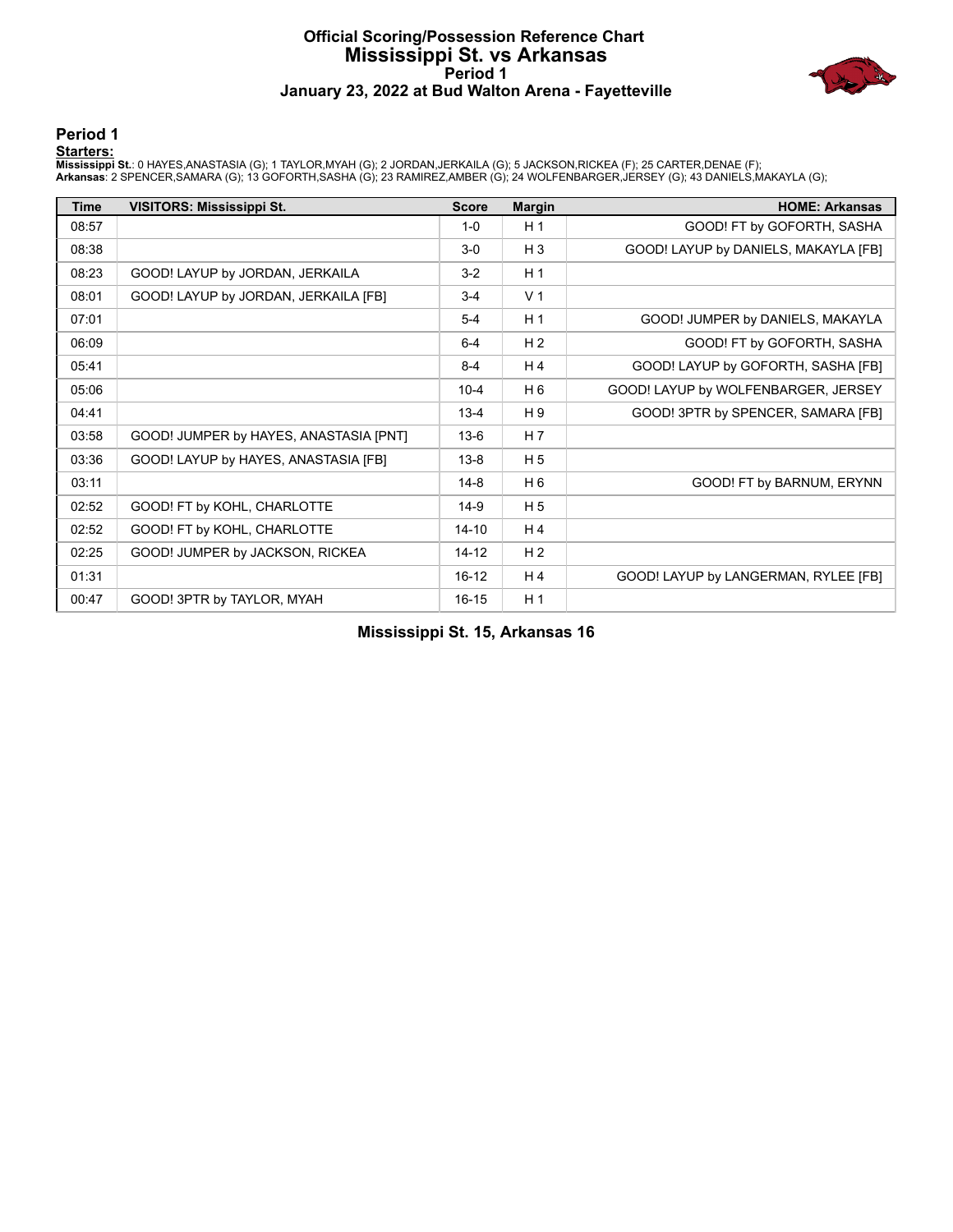# Official Scoring/Possession Reference Chart
## Mississippi St. vs Arkansas
### Period 1
### January 23, 2022 at Bud Walton Arena - Fayetteville

## Period 1

**Starters:**

**Mississippi St.**: 0 HAYES,ANASTASIA (G); 1 TAYLOR,MYAH (G); 2 JORDAN,JERKAILA (G); 5 JACKSON,RICKEA (F); 25 CARTER,DENAE (F);
**Arkansas**: 2 SPENCER,SAMARA (G); 13 GOFORTH,SASHA (G); 23 RAMIREZ,AMBER (G); 24 WOLFENBARGER,JERSEY (G); 43 DANIELS,MAKAYLA (G);

| Time | VISITORS: Mississippi St. | Score | Margin | HOME: Arkansas |
|---|---|---|---|---|
| 08:57 | | 1-0 | H 1 | GOOD! FT by GOFORTH, SASHA |
| 08:38 | | 3-0 | H 3 | GOOD! LAYUP by DANIELS, MAKAYLA [FB] |
| 08:23 | GOOD! LAYUP by JORDAN, JERKAILA | 3-2 | H 1 | |
| 08:01 | GOOD! LAYUP by JORDAN, JERKAILA [FB] | 3-4 | V 1 | |
| 07:01 | | 5-4 | H 1 | GOOD! JUMPER by DANIELS, MAKAYLA |
| 06:09 | | 6-4 | H 2 | GOOD! FT by GOFORTH, SASHA |
| 05:41 | | 8-4 | H 4 | GOOD! LAYUP by GOFORTH, SASHA [FB] |
| 05:06 | | 10-4 | H 6 | GOOD! LAYUP by WOLFENBARGER, JERSEY |
| 04:41 | | 13-4 | H 9 | GOOD! 3PTR by SPENCER, SAMARA [FB] |
| 03:58 | GOOD! JUMPER by HAYES, ANASTASIA [PNT] | 13-6 | H 7 | |
| 03:36 | GOOD! LAYUP by HAYES, ANASTASIA [FB] | 13-8 | H 5 | |
| 03:11 | | 14-8 | H 6 | GOOD! FT by BARNUM, ERYNN |
| 02:52 | GOOD! FT by KOHL, CHARLOTTE | 14-9 | H 5 | |
| 02:52 | GOOD! FT by KOHL, CHARLOTTE | 14-10 | H 4 | |
| 02:25 | GOOD! JUMPER by JACKSON, RICKEA | 14-12 | H 2 | |
| 01:31 | | 16-12 | H 4 | GOOD! LAYUP by LANGERMAN, RYLEE [FB] |
| 00:47 | GOOD! 3PTR by TAYLOR, MYAH | 16-15 | H 1 | |

**Mississippi St. 15, Arkansas 16**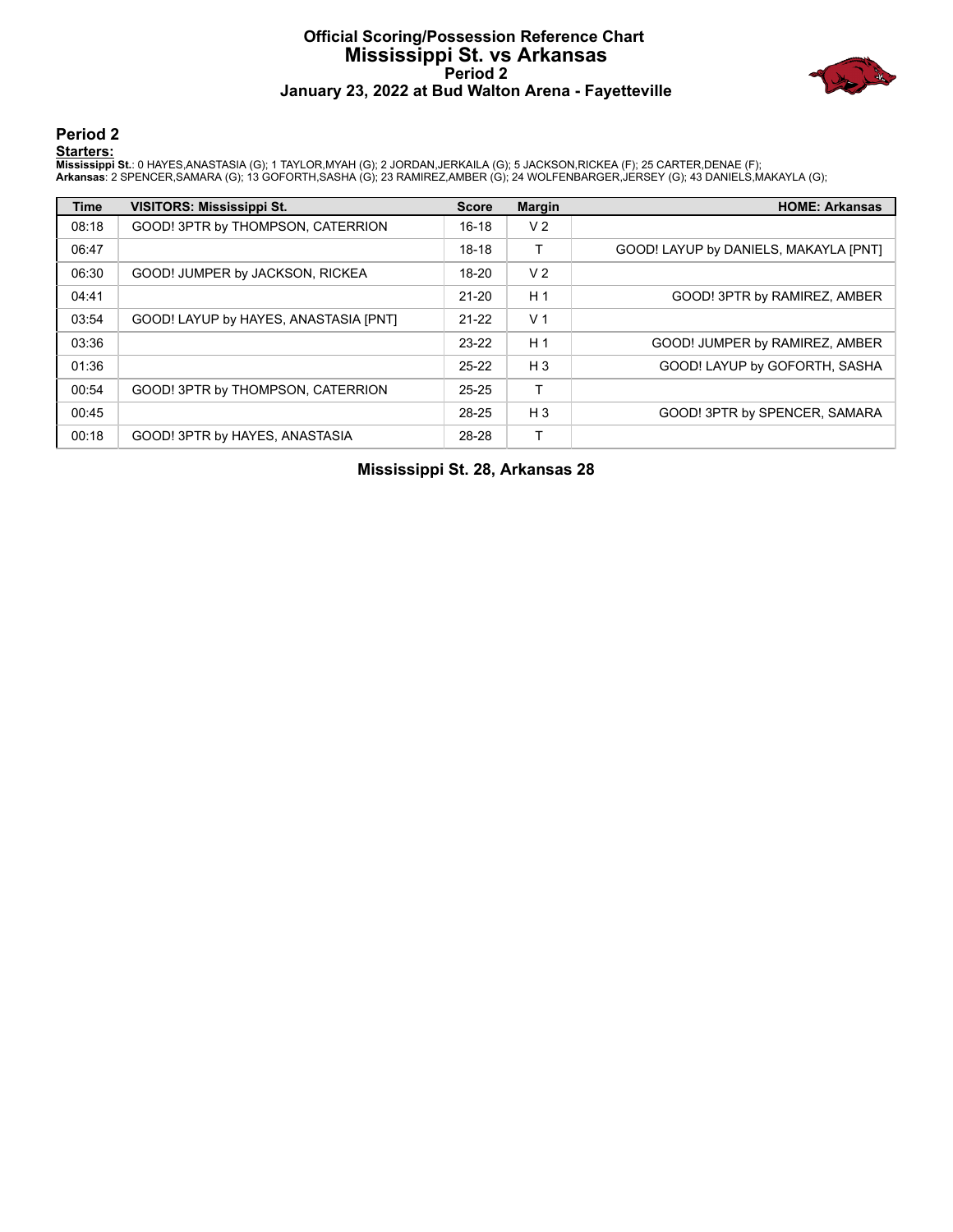# Official Scoring/Possession Reference Chart
# Mississippi St. vs Arkansas
## Period 2
### January 23, 2022 at Bud Walton Arena - Fayetteville

## Period 2

**Starters:**

**Mississippi St.**: 0 HAYES,ANASTASIA (G); 1 TAYLOR,MYAH (G); 2 JORDAN,JERKAILA (G); 5 JACKSON,RICKEA (F); 25 CARTER,DENAE (F);
**Arkansas**: 2 SPENCER,SAMARA (G); 13 GOFORTH,SASHA (G); 23 RAMIREZ,AMBER (G); 24 WOLFENBARGER,JERSEY (G); 43 DANIELS,MAKAYLA (G);

| Time | VISITORS: Mississippi St. | Score | Margin | HOME: Arkansas |
|---|---|---|---|---|
| 08:18 | GOOD! 3PTR by THOMPSON, CATERRION | 16-18 | V 2 | |
| 06:47 | | 18-18 | T | GOOD! LAYUP by DANIELS, MAKAYLA [PNT] |
| 06:30 | GOOD! JUMPER by JACKSON, RICKEA | 18-20 | V 2 | |
| 04:41 | | 21-20 | H 1 | GOOD! 3PTR by RAMIREZ, AMBER |
| 03:54 | GOOD! LAYUP by HAYES, ANASTASIA [PNT] | 21-22 | V 1 | |
| 03:36 | | 23-22 | H 1 | GOOD! JUMPER by RAMIREZ, AMBER |
| 01:36 | | 25-22 | H 3 | GOOD! LAYUP by GOFORTH, SASHA |
| 00:54 | GOOD! 3PTR by THOMPSON, CATERRION | 25-25 | T | |
| 00:45 | | 28-25 | H 3 | GOOD! 3PTR by SPENCER, SAMARA |
| 00:18 | GOOD! 3PTR by HAYES, ANASTASIA | 28-28 | T | |

**Mississippi St. 28, Arkansas 28**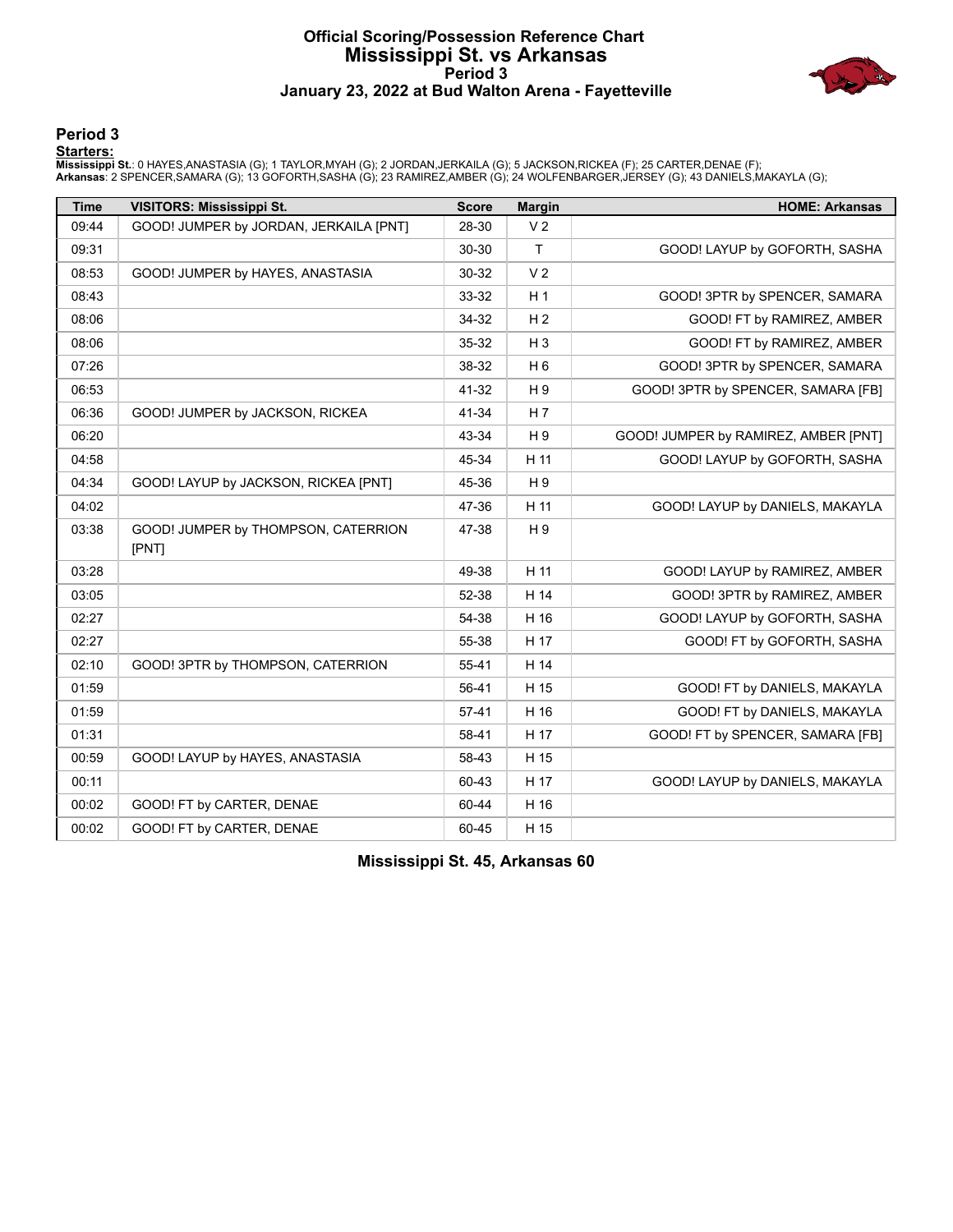# Official Scoring/Possession Reference Chart
## Mississippi St. vs Arkansas
### Period 3
### January 23, 2022 at Bud Walton Arena - Fayetteville

## Period 3

**Starters:**

**Mississippi St.**: 0 HAYES,ANASTASIA (G); 1 TAYLOR,MYAH (G); 2 JORDAN,JERKAILA (G); 5 JACKSON,RICKEA (F); 25 CARTER,DENAE (F);
**Arkansas**: 2 SPENCER,SAMARA (G); 13 GOFORTH,SASHA (G); 23 RAMIREZ,AMBER (G); 24 WOLFENBARGER,JERSEY (G); 43 DANIELS,MAKAYLA (G);

| Time | VISITORS: Mississippi St. | Score | Margin | HOME: Arkansas |
|---|---|---|---|---|
| 09:44 | GOOD! JUMPER by JORDAN, JERKAILA [PNT] | 28-30 | V 2 | |
| 09:31 | | 30-30 | T | GOOD! LAYUP by GOFORTH, SASHA |
| 08:53 | GOOD! JUMPER by HAYES, ANASTASIA | 30-32 | V 2 | |
| 08:43 | | 33-32 | H 1 | GOOD! 3PTR by SPENCER, SAMARA |
| 08:06 | | 34-32 | H 2 | GOOD! FT by RAMIREZ, AMBER |
| 08:06 | | 35-32 | H 3 | GOOD! FT by RAMIREZ, AMBER |
| 07:26 | | 38-32 | H 6 | GOOD! 3PTR by SPENCER, SAMARA |
| 06:53 | | 41-32 | H 9 | GOOD! 3PTR by SPENCER, SAMARA [FB] |
| 06:36 | GOOD! JUMPER by JACKSON, RICKEA | 41-34 | H 7 | |
| 06:20 | | 43-34 | H 9 | GOOD! JUMPER by RAMIREZ, AMBER [PNT] |
| 04:58 | | 45-34 | H 11 | GOOD! LAYUP by GOFORTH, SASHA |
| 04:34 | GOOD! LAYUP by JACKSON, RICKEA [PNT] | 45-36 | H 9 | |
| 04:02 | | 47-36 | H 11 | GOOD! LAYUP by DANIELS, MAKAYLA |
| 03:38 | GOOD! JUMPER by THOMPSON, CATERRION [PNT] | 47-38 | H 9 | |
| 03:28 | | 49-38 | H 11 | GOOD! LAYUP by RAMIREZ, AMBER |
| 03:05 | | 52-38 | H 14 | GOOD! 3PTR by RAMIREZ, AMBER |
| 02:27 | | 54-38 | H 16 | GOOD! LAYUP by GOFORTH, SASHA |
| 02:27 | | 55-38 | H 17 | GOOD! FT by GOFORTH, SASHA |
| 02:10 | GOOD! 3PTR by THOMPSON, CATERRION | 55-41 | H 14 | |
| 01:59 | | 56-41 | H 15 | GOOD! FT by DANIELS, MAKAYLA |
| 01:59 | | 57-41 | H 16 | GOOD! FT by DANIELS, MAKAYLA |
| 01:31 | | 58-41 | H 17 | GOOD! FT by SPENCER, SAMARA [FB] |
| 00:59 | GOOD! LAYUP by HAYES, ANASTASIA | 58-43 | H 15 | |
| 00:11 | | 60-43 | H 17 | GOOD! LAYUP by DANIELS, MAKAYLA |
| 00:02 | GOOD! FT by CARTER, DENAE | 60-44 | H 16 | |
| 00:02 | GOOD! FT by CARTER, DENAE | 60-45 | H 15 | |

**Mississippi St. 45, Arkansas 60**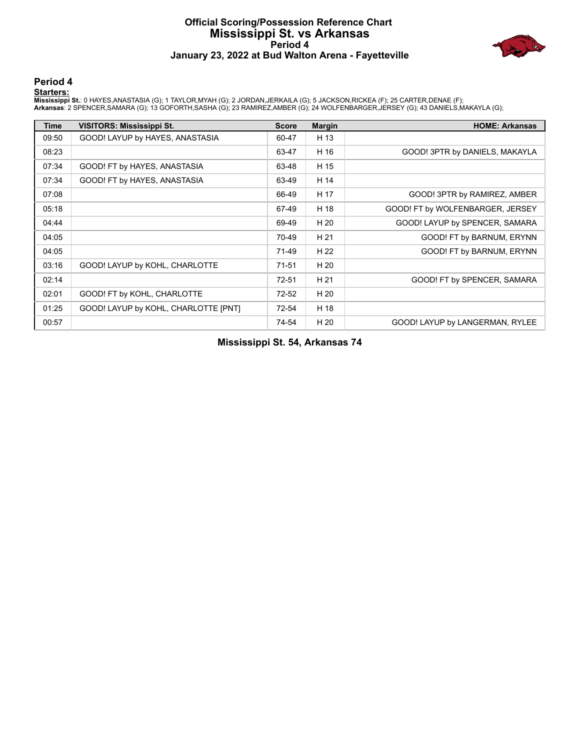# Official Scoring/Possession Reference Chart
# Mississippi St. vs Arkansas
## Period 4
## January 23, 2022 at Bud Walton Arena - Fayetteville

### Period 4

**Starters:**

**Mississippi St.**: 0 HAYES,ANASTASIA (G); 1 TAYLOR,MYAH (G); 2 JORDAN,JERKAILA (G); 5 JACKSON,RICKEA (F); 25 CARTER,DENAE (F);
**Arkansas**: 2 SPENCER,SAMARA (G); 13 GOFORTH,SASHA (G); 23 RAMIREZ,AMBER (G); 24 WOLFENBARGER,JERSEY (G); 43 DANIELS,MAKAYLA (G);

| Time | VISITORS: Mississippi St. | Score | Margin | HOME: Arkansas |
|---|---|---|---|---|
| 09:50 | GOOD! LAYUP by HAYES, ANASTASIA | 60-47 | H 13 | |
| 08:23 | | 63-47 | H 16 | GOOD! 3PTR by DANIELS, MAKAYLA |
| 07:34 | GOOD! FT by HAYES, ANASTASIA | 63-48 | H 15 | |
| 07:34 | GOOD! FT by HAYES, ANASTASIA | 63-49 | H 14 | |
| 07:08 | | 66-49 | H 17 | GOOD! 3PTR by RAMIREZ, AMBER |
| 05:18 | | 67-49 | H 18 | GOOD! FT by WOLFENBARGER, JERSEY |
| 04:44 | | 69-49 | H 20 | GOOD! LAYUP by SPENCER, SAMARA |
| 04:05 | | 70-49 | H 21 | GOOD! FT by BARNUM, ERYNN |
| 04:05 | | 71-49 | H 22 | GOOD! FT by BARNUM, ERYNN |
| 03:16 | GOOD! LAYUP by KOHL, CHARLOTTE | 71-51 | H 20 | |
| 02:14 | | 72-51 | H 21 | GOOD! FT by SPENCER, SAMARA |
| 02:01 | GOOD! FT by KOHL, CHARLOTTE | 72-52 | H 20 | |
| 01:25 | GOOD! LAYUP by KOHL, CHARLOTTE [PNT] | 72-54 | H 18 | |
| 00:57 | | 74-54 | H 20 | GOOD! LAYUP by LANGERMAN, RYLEE |

**Mississippi St. 54, Arkansas 74**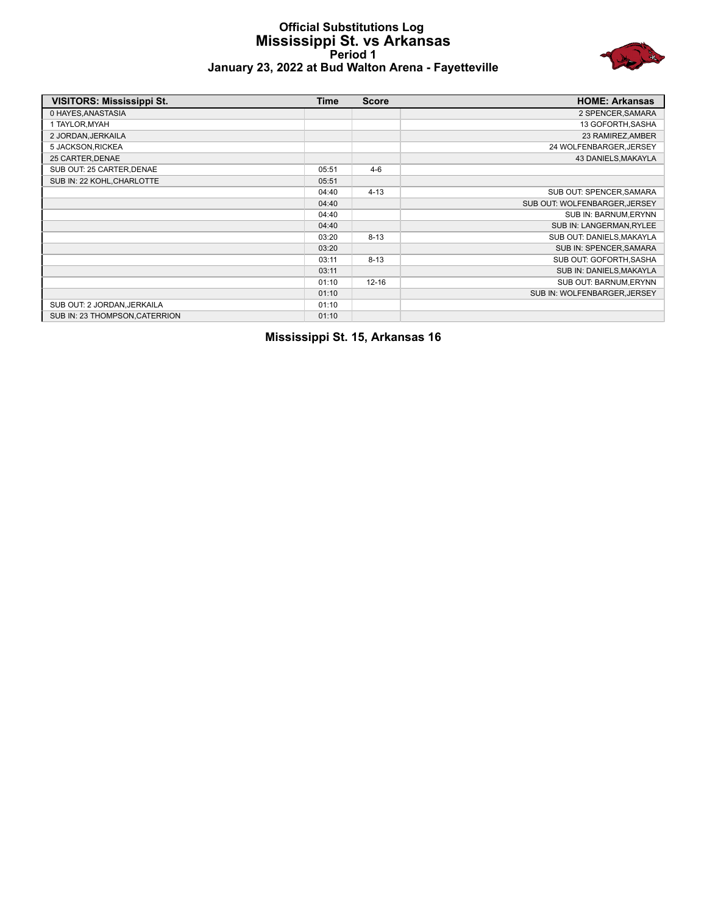# Official Substitutions Log
## Mississippi St. vs Arkansas
### Period 1
### January 23, 2022 at Bud Walton Arena - Fayetteville

| VISITORS: Mississippi St. | Time | Score | HOME: Arkansas |
|---|---|---|---|
| 0 HAYES,ANASTASIA | | | 2 SPENCER,SAMARA |
| 1 TAYLOR,MYAH | | | 13 GOFORTH,SASHA |
| 2 JORDAN,JERKAILA | | | 23 RAMIREZ,AMBER |
| 5 JACKSON,RICKEA | | | 24 WOLFENBARGER,JERSEY |
| 25 CARTER,DENAE | | | 43 DANIELS,MAKAYLA |
| SUB OUT: 25 CARTER,DENAE | 05:51 | 4-6 | |
| SUB IN: 22 KOHL,CHARLOTTE | 05:51 | | |
| | 04:40 | 4-13 | SUB OUT: SPENCER,SAMARA |
| | 04:40 | | SUB OUT: WOLFENBARGER,JERSEY |
| | 04:40 | | SUB IN: BARNUM,ERYNN |
| | 04:40 | | SUB IN: LANGERMAN,RYLEE |
| | 03:20 | 8-13 | SUB OUT: DANIELS,MAKAYLA |
| | 03:20 | | SUB IN: SPENCER,SAMARA |
| | 03:11 | 8-13 | SUB OUT: GOFORTH,SASHA |
| | 03:11 | | SUB IN: DANIELS,MAKAYLA |
| | 01:10 | 12-16 | SUB OUT: BARNUM,ERYNN |
| | 01:10 | | SUB IN: WOLFENBARGER,JERSEY |
| SUB OUT: 2 JORDAN,JERKAILA | 01:10 | | |
| SUB IN: 23 THOMPSON,CATERRION | 01:10 | | |

**Mississippi St. 15, Arkansas 16**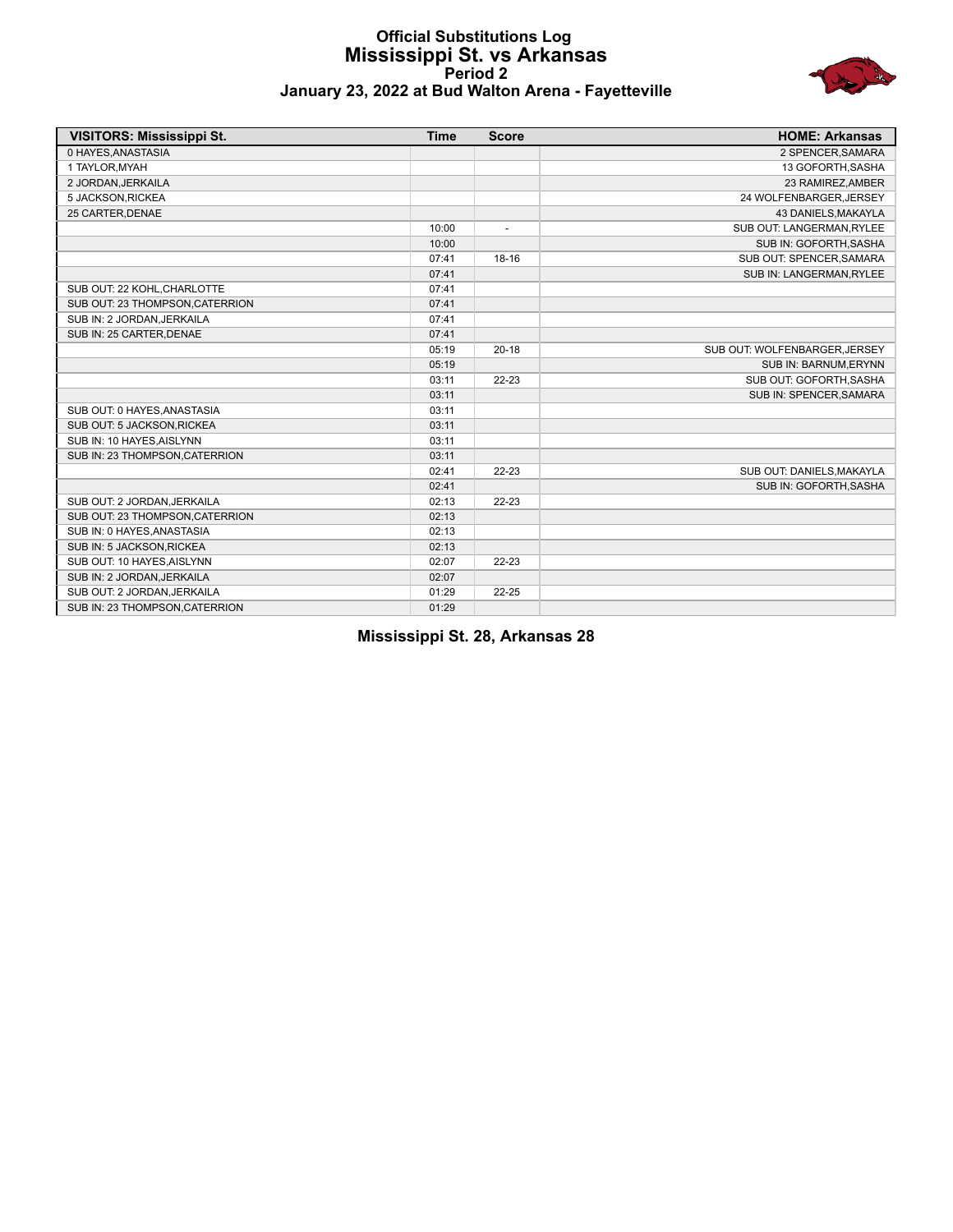# Official Substitutions Log
## Mississippi St. vs Arkansas
### Period 2
### January 23, 2022 at Bud Walton Arena - Fayetteville

| VISITORS: Mississippi St. | Time | Score | HOME: Arkansas |
|---|---|---|---|
| 0 HAYES,ANASTASIA | | | 2 SPENCER,SAMARA |
| 1 TAYLOR,MYAH | | | 13 GOFORTH,SASHA |
| 2 JORDAN,JERKAILA | | | 23 RAMIREZ,AMBER |
| 5 JACKSON,RICKEA | | | 24 WOLFENBARGER,JERSEY |
| 25 CARTER,DENAE | | | 43 DANIELS,MAKAYLA |
| | 10:00 | - | SUB OUT: LANGERMAN,RYLEE |
| | 10:00 | | SUB IN: GOFORTH,SASHA |
| | 07:41 | 18-16 | SUB OUT: SPENCER,SAMARA |
| | 07:41 | | SUB IN: LANGERMAN,RYLEE |
| SUB OUT: 22 KOHL,CHARLOTTE | 07:41 | | |
| SUB OUT: 23 THOMPSON,CATERRION | 07:41 | | |
| SUB IN: 2 JORDAN,JERKAILA | 07:41 | | |
| SUB IN: 25 CARTER,DENAE | 07:41 | | |
| | 05:19 | 20-18 | SUB OUT: WOLFENBARGER,JERSEY |
| | 05:19 | | SUB IN: BARNUM,ERYNN |
| | 03:11 | 22-23 | SUB OUT: GOFORTH,SASHA |
| | 03:11 | | SUB IN: SPENCER,SAMARA |
| SUB OUT: 0 HAYES,ANASTASIA | 03:11 | | |
| SUB OUT: 5 JACKSON,RICKEA | 03:11 | | |
| SUB IN: 10 HAYES,AISLYNN | 03:11 | | |
| SUB IN: 23 THOMPSON,CATERRION | 03:11 | | |
| | 02:41 | 22-23 | SUB OUT: DANIELS,MAKAYLA |
| | 02:41 | | SUB IN: GOFORTH,SASHA |
| SUB OUT: 2 JORDAN,JERKAILA | 02:13 | 22-23 | |
| SUB OUT: 23 THOMPSON,CATERRION | 02:13 | | |
| SUB IN: 0 HAYES,ANASTASIA | 02:13 | | |
| SUB IN: 5 JACKSON,RICKEA | 02:13 | | |
| SUB OUT: 10 HAYES,AISLYNN | 02:07 | 22-23 | |
| SUB IN: 2 JORDAN,JERKAILA | 02:07 | | |
| SUB OUT: 2 JORDAN,JERKAILA | 01:29 | 22-25 | |
| SUB IN: 23 THOMPSON,CATERRION | 01:29 | | |

**Mississippi St. 28, Arkansas 28**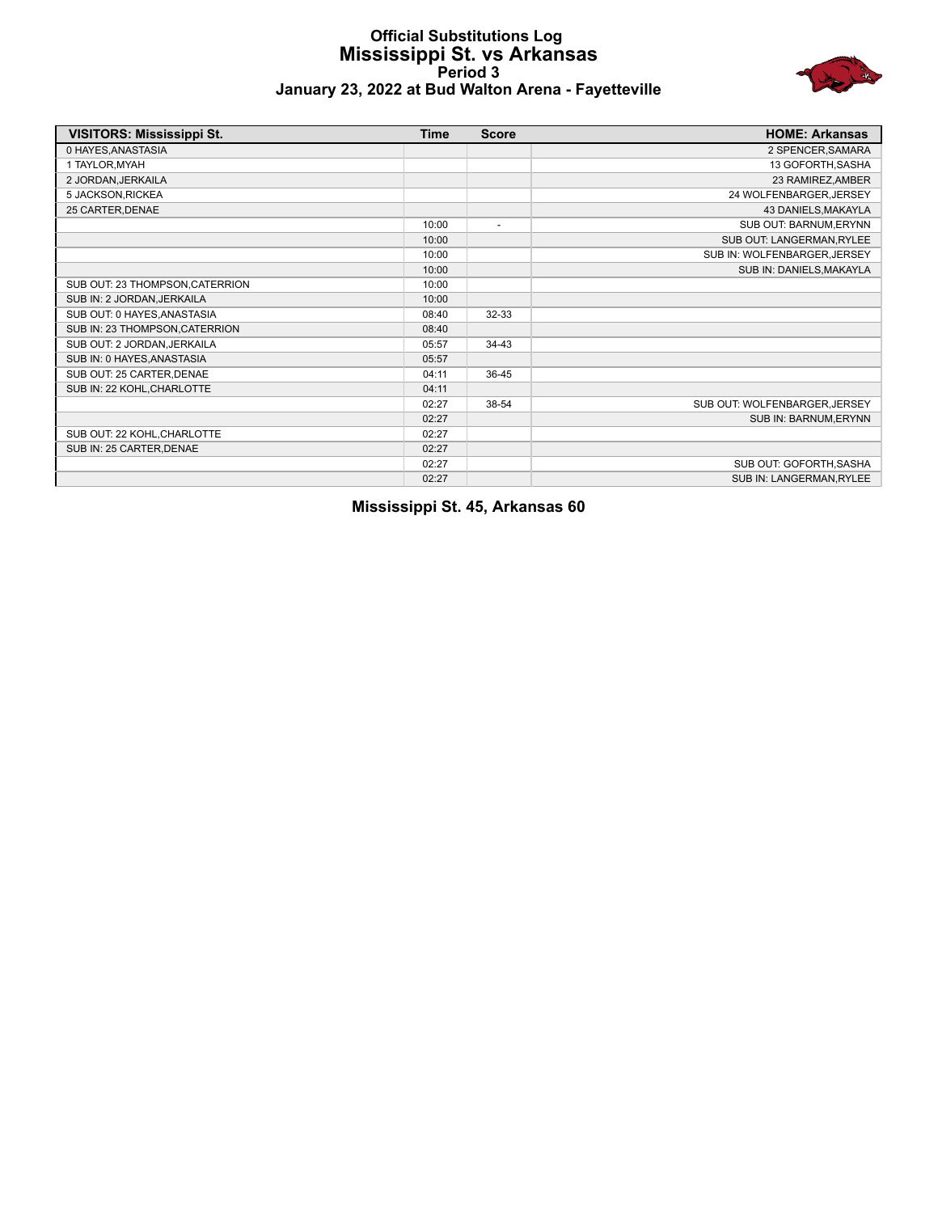# Official Substitutions Log
## Mississippi St. vs Arkansas
### Period 3
### January 23, 2022 at Bud Walton Arena - Fayetteville

| VISITORS: Mississippi St. | Time | Score | HOME: Arkansas |
|---|---|---|---|
| 0 HAYES,ANASTASIA | | | 2 SPENCER,SAMARA |
| 1 TAYLOR,MYAH | | | 13 GOFORTH,SASHA |
| 2 JORDAN,JERKAILA | | | 23 RAMIREZ,AMBER |
| 5 JACKSON,RICKEA | | | 24 WOLFENBARGER,JERSEY |
| 25 CARTER,DENAE | | | 43 DANIELS,MAKAYLA |
| | 10:00 | - | SUB OUT: BARNUM,ERYNN |
| | 10:00 | | SUB OUT: LANGERMAN,RYLEE |
| | 10:00 | | SUB IN: WOLFENBARGER,JERSEY |
| | 10:00 | | SUB IN: DANIELS,MAKAYLA |
| SUB OUT: 23 THOMPSON,CATERRION | 10:00 | | |
| SUB IN: 2 JORDAN,JERKAILA | 10:00 | | |
| SUB OUT: 0 HAYES,ANASTASIA | 08:40 | 32-33 | |
| SUB IN: 23 THOMPSON,CATERRION | 08:40 | | |
| SUB OUT: 2 JORDAN,JERKAILA | 05:57 | 34-43 | |
| SUB IN: 0 HAYES,ANASTASIA | 05:57 | | |
| SUB OUT: 25 CARTER,DENAE | 04:11 | 36-45 | |
| SUB IN: 22 KOHL,CHARLOTTE | 04:11 | | |
| | 02:27 | 38-54 | SUB OUT: WOLFENBARGER,JERSEY |
| | 02:27 | | SUB IN: BARNUM,ERYNN |
| SUB OUT: 22 KOHL,CHARLOTTE | 02:27 | | |
| SUB IN: 25 CARTER,DENAE | 02:27 | | |
| | 02:27 | | SUB OUT: GOFORTH,SASHA |
| | 02:27 | | SUB IN: LANGERMAN,RYLEE |

**Mississippi St. 45, Arkansas 60**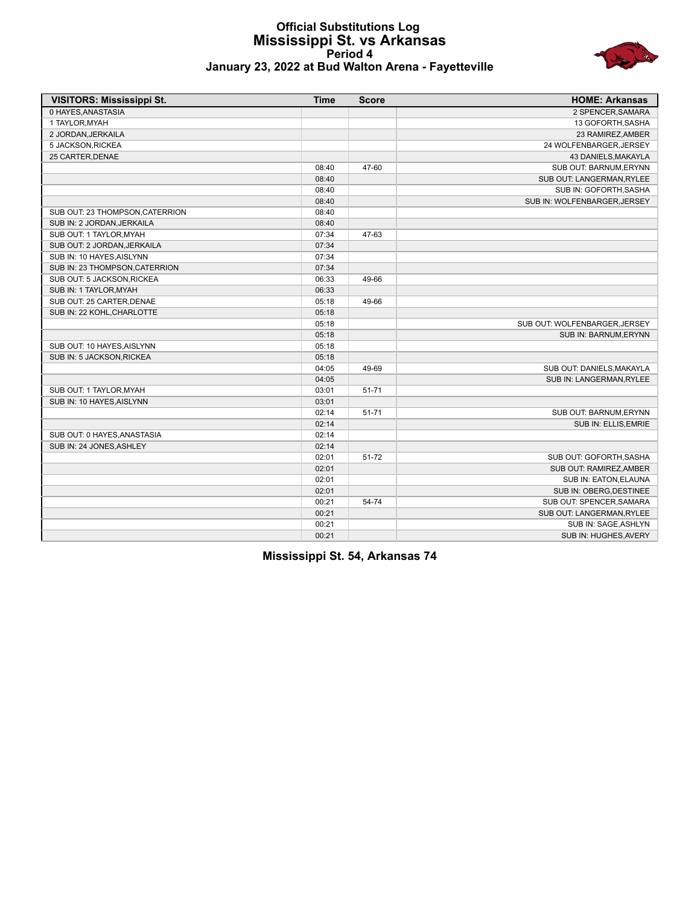# Official Substitutions Log
## Mississippi St. vs Arkansas
### Period 4
### January 23, 2022 at Bud Walton Arena - Fayetteville

| VISITORS: Mississippi St. | Time | Score | HOME: Arkansas |
|---|---|---|---|
| 0 HAYES,ANASTASIA | | | 2 SPENCER,SAMARA |
| 1 TAYLOR,MYAH | | | 13 GOFORTH,SASHA |
| 2 JORDAN,JERKAILA | | | 23 RAMIREZ,AMBER |
| 5 JACKSON,RICKEA | | | 24 WOLFENBARGER,JERSEY |
| 25 CARTER,DENAE | | | 43 DANIELS,MAKAYLA |
| | 08:40 | 47-60 | SUB OUT: BARNUM,ERYNN |
| | 08:40 | | SUB OUT: LANGERMAN,RYLEE |
| | 08:40 | | SUB IN: GOFORTH,SASHA |
| | 08:40 | | SUB IN: WOLFENBARGER,JERSEY |
| SUB OUT: 23 THOMPSON,CATERRION | 08:40 | | |
| SUB IN: 2 JORDAN,JERKAILA | 08:40 | | |
| SUB OUT: 1 TAYLOR,MYAH | 07:34 | 47-63 | |
| SUB OUT: 2 JORDAN,JERKAILA | 07:34 | | |
| SUB IN: 10 HAYES,AISLYNN | 07:34 | | |
| SUB IN: 23 THOMPSON,CATERRION | 07:34 | | |
| SUB OUT: 5 JACKSON,RICKEA | 06:33 | 49-66 | |
| SUB IN: 1 TAYLOR,MYAH | 06:33 | | |
| SUB OUT: 25 CARTER,DENAE | 05:18 | 49-66 | |
| SUB IN: 22 KOHL,CHARLOTTE | 05:18 | | |
| | 05:18 | | SUB OUT: WOLFENBARGER,JERSEY |
| | 05:18 | | SUB IN: BARNUM,ERYNN |
| SUB OUT: 10 HAYES,AISLYNN | 05:18 | | |
| SUB IN: 5 JACKSON,RICKEA | 05:18 | | |
| | 04:05 | 49-69 | SUB OUT: DANIELS,MAKAYLA |
| | 04:05 | | SUB IN: LANGERMAN,RYLEE |
| SUB OUT: 1 TAYLOR,MYAH | 03:01 | 51-71 | |
| SUB IN: 10 HAYES,AISLYNN | 03:01 | | |
| | 02:14 | 51-71 | SUB OUT: BARNUM,ERYNN |
| | 02:14 | | SUB IN: ELLIS,EMRIE |
| SUB OUT: 0 HAYES,ANASTASIA | 02:14 | | |
| SUB IN: 24 JONES,ASHLEY | 02:14 | | |
| | 02:01 | 51-72 | SUB OUT: GOFORTH,SASHA |
| | 02:01 | | SUB OUT: RAMIREZ,AMBER |
| | 02:01 | | SUB IN: EATON,ELAUNA |
| | 02:01 | | SUB IN: OBERG,DESTINEE |
| | 00:21 | 54-74 | SUB OUT: SPENCER,SAMARA |
| | 00:21 | | SUB OUT: LANGERMAN,RYLEE |
| | 00:21 | | SUB IN: SAGE,ASHLYN |
| | 00:21 | | SUB IN: HUGHES,AVERY |

**Mississippi St. 54, Arkansas 74**